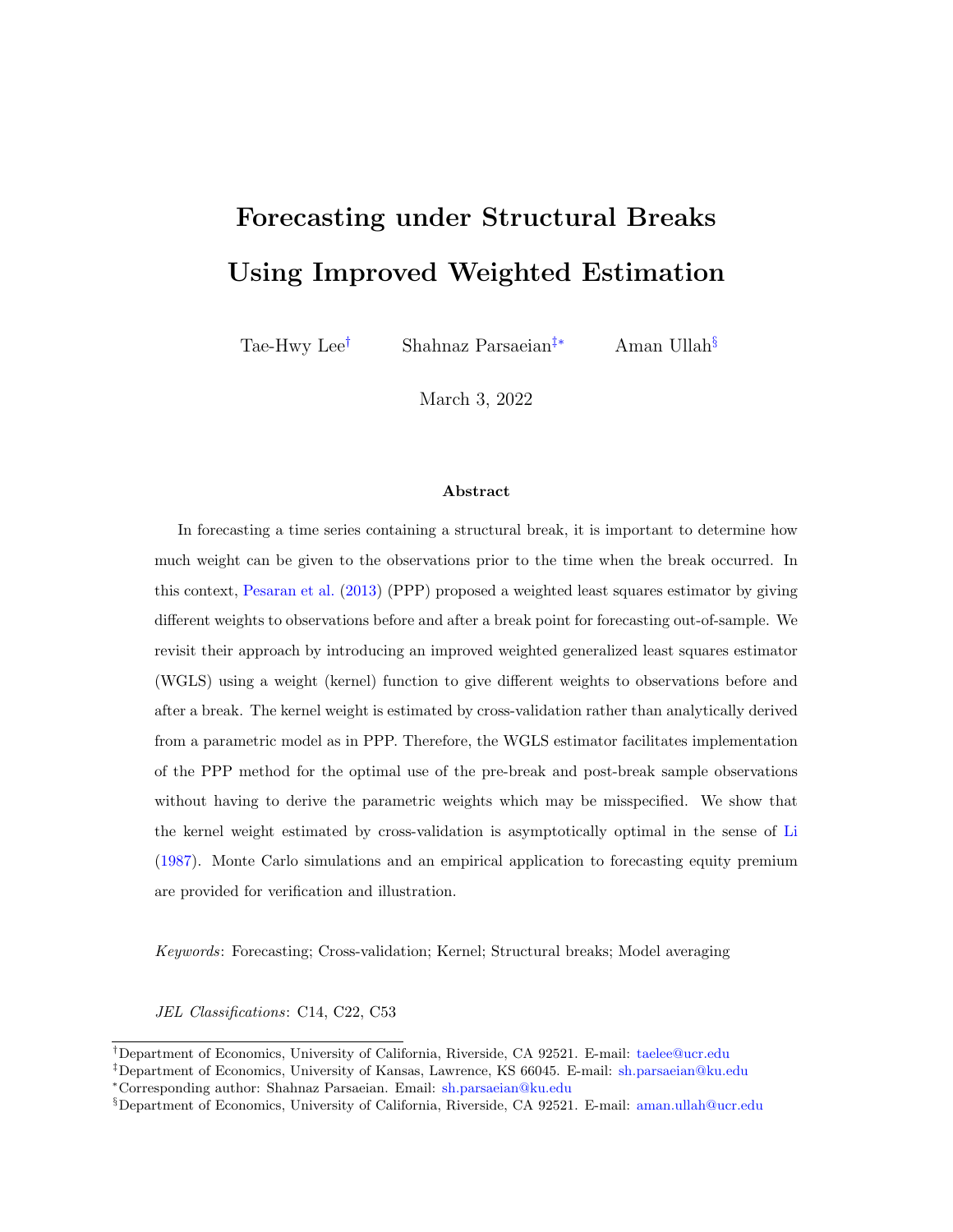# Forecasting under Structural Breaks Using Improved Weighted Estimation

Tae-Hwy Lee[†] Shahnaz Parsaeian[‡*] Aman Ullah[§]

March 3, 2022

## Abstract

In forecasting a time series containing a structural break, it is important to determine how much weight can be given to the observations prior to the time when the break occurred. In this context, Pesaran et al. (2013) (PPP) proposed a weighted least squares estimator by giving different weights to observations before and after a break point for forecasting out-of-sample. We revisit their approach by introducing an improved weighted generalized least squares estimator (WGLS) using a weight (kernel) function to give different weights to observations before and after a break. The kernel weight is estimated by cross-validation rather than analytically derived from a parametric model as in PPP. Therefore, the WGLS estimator facilitates implementation of the PPP method for the optimal use of the pre-break and post-break sample observations without having to derive the parametric weights which may be misspecified. We show that the kernel weight estimated by cross-validation is asymptotically optimal in the sense of Li (1987). Monte Carlo simulations and an empirical application to forecasting equity premium are provided for verification and illustration.

*Keywords*: Forecasting; Cross-validation; Kernel; Structural breaks; Model averaging

*JEL Classifications*: C14, C22, C53

---

[†]Department of Economics, University of California, Riverside, CA 92521. E-mail: taelee@ucr.edu

[‡]Department of Economics, University of Kansas, Lawrence, KS 66045. E-mail: sh.parsaeian@ku.edu

[*]Corresponding author: Shahnaz Parsaeian. Email: sh.parsaeian@ku.edu

[§]Department of Economics, University of California, Riverside, CA 92521. E-mail: aman.ullah@ucr.edu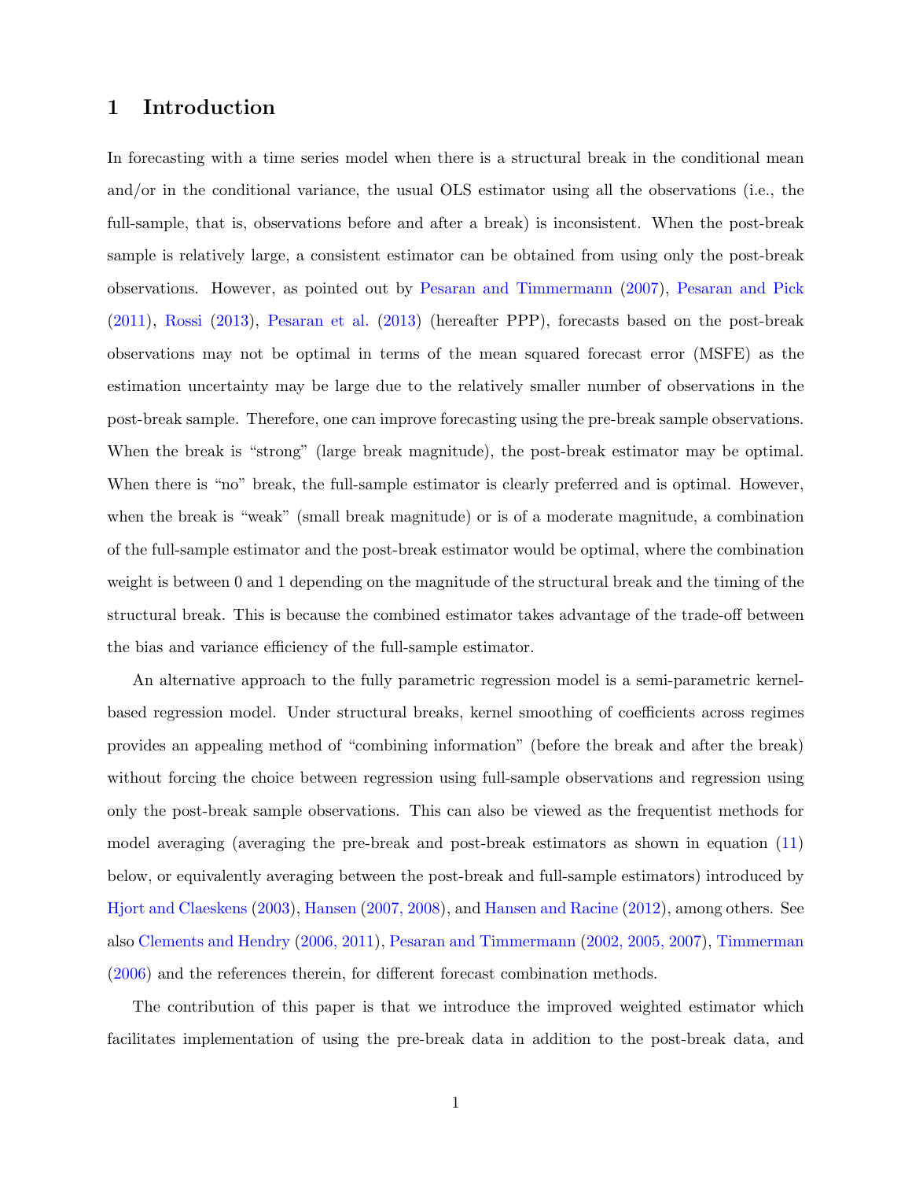# 1 Introduction

In forecasting with a time series model when there is a structural break in the conditional mean and/or in the conditional variance, the usual OLS estimator using all the observations (i.e., the full-sample, that is, observations before and after a break) is inconsistent. When the post-break sample is relatively large, a consistent estimator can be obtained from using only the post-break observations. However, as pointed out by Pesaran and Timmermann (2007), Pesaran and Pick (2011), Rossi (2013), Pesaran et al. (2013) (hereafter PPP), forecasts based on the post-break observations may not be optimal in terms of the mean squared forecast error (MSFE) as the estimation uncertainty may be large due to the relatively smaller number of observations in the post-break sample. Therefore, one can improve forecasting using the pre-break sample observations. When the break is "strong" (large break magnitude), the post-break estimator may be optimal. When there is "no" break, the full-sample estimator is clearly preferred and is optimal. However, when the break is "weak" (small break magnitude) or is of a moderate magnitude, a combination of the full-sample estimator and the post-break estimator would be optimal, where the combination weight is between 0 and 1 depending on the magnitude of the structural break and the timing of the structural break. This is because the combined estimator takes advantage of the trade-off between the bias and variance efficiency of the full-sample estimator.

An alternative approach to the fully parametric regression model is a semi-parametric kernel-based regression model. Under structural breaks, kernel smoothing of coefficients across regimes provides an appealing method of "combining information" (before the break and after the break) without forcing the choice between regression using full-sample observations and regression using only the post-break sample observations. This can also be viewed as the frequentist methods for model averaging (averaging the pre-break and post-break estimators as shown in equation (11) below, or equivalently averaging between the post-break and full-sample estimators) introduced by Hjort and Claeskens (2003), Hansen (2007, 2008), and Hansen and Racine (2012), among others. See also Clements and Hendry (2006, 2011), Pesaran and Timmermann (2002, 2005, 2007), Timmerman (2006) and the references therein, for different forecast combination methods.

The contribution of this paper is that we introduce the improved weighted estimator which facilitates implementation of using the pre-break data in addition to the post-break data, and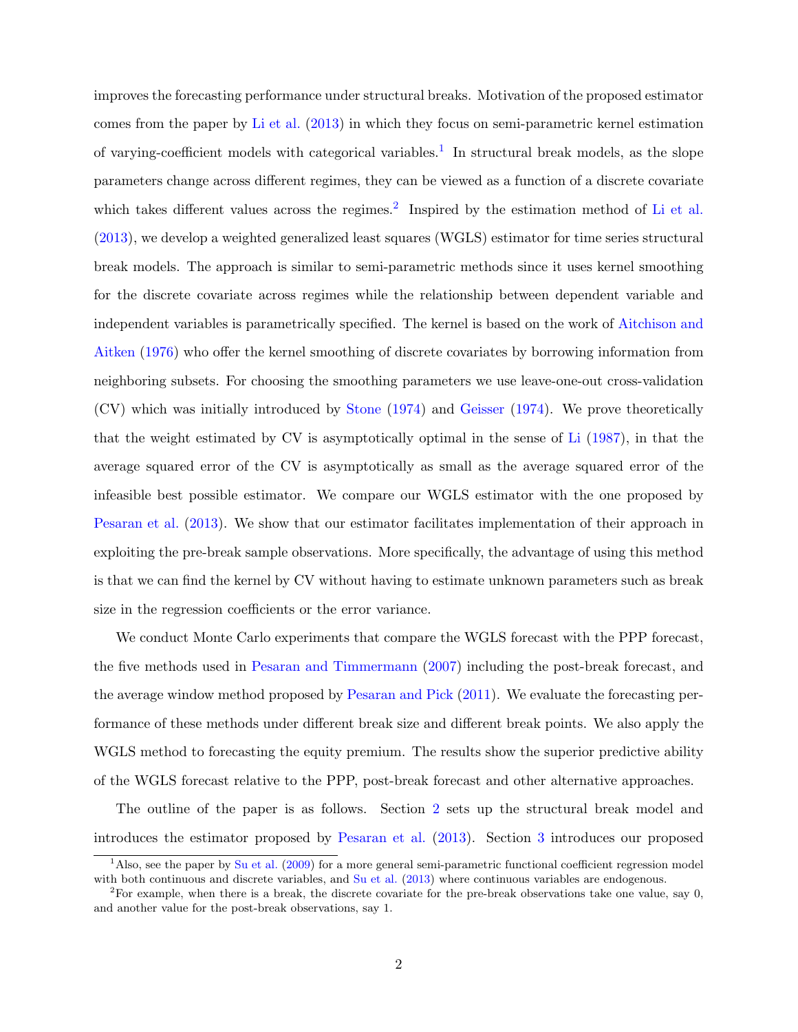improves the forecasting performance under structural breaks. Motivation of the proposed estimator comes from the paper by Li et al. (2013) in which they focus on semi-parametric kernel estimation of varying-coefficient models with categorical variables.[1] In structural break models, as the slope parameters change across different regimes, they can be viewed as a function of a discrete covariate which takes different values across the regimes.[2] Inspired by the estimation method of Li et al. (2013), we develop a weighted generalized least squares (WGLS) estimator for time series structural break models. The approach is similar to semi-parametric methods since it uses kernel smoothing for the discrete covariate across regimes while the relationship between dependent variable and independent variables is parametrically specified. The kernel is based on the work of Aitchison and Aitken (1976) who offer the kernel smoothing of discrete covariates by borrowing information from neighboring subsets. For choosing the smoothing parameters we use leave-one-out cross-validation (CV) which was initially introduced by Stone (1974) and Geisser (1974). We prove theoretically that the weight estimated by CV is asymptotically optimal in the sense of Li (1987), in that the average squared error of the CV is asymptotically as small as the average squared error of the infeasible best possible estimator. We compare our WGLS estimator with the one proposed by Pesaran et al. (2013). We show that our estimator facilitates implementation of their approach in exploiting the pre-break sample observations. More specifically, the advantage of using this method is that we can find the kernel by CV without having to estimate unknown parameters such as break size in the regression coefficients or the error variance.

We conduct Monte Carlo experiments that compare the WGLS forecast with the PPP forecast, the five methods used in Pesaran and Timmermann (2007) including the post-break forecast, and the average window method proposed by Pesaran and Pick (2011). We evaluate the forecasting performance of these methods under different break size and different break points. We also apply the WGLS method to forecasting the equity premium. The results show the superior predictive ability of the WGLS forecast relative to the PPP, post-break forecast and other alternative approaches.

The outline of the paper is as follows. Section 2 sets up the structural break model and introduces the estimator proposed by Pesaran et al. (2013). Section 3 introduces our proposed

[1] Also, see the paper by Su et al. (2009) for a more general semi-parametric functional coefficient regression model with both continuous and discrete variables, and Su et al. (2013) where continuous variables are endogenous.

[2] For example, when there is a break, the discrete covariate for the pre-break observations take one value, say 0, and another value for the post-break observations, say 1.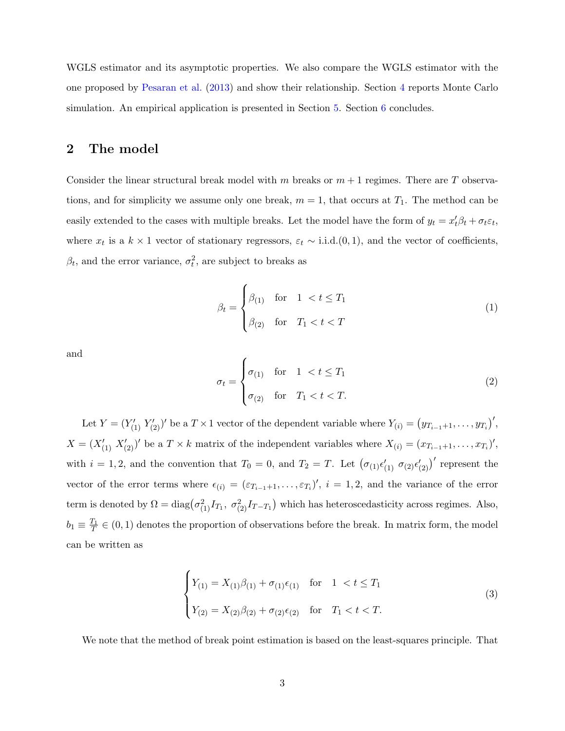WGLS estimator and its asymptotic properties. We also compare the WGLS estimator with the one proposed by Pesaran et al. (2013) and show their relationship. Section 4 reports Monte Carlo simulation. An empirical application is presented in Section 5. Section 6 concludes.

## 2 The model

Consider the linear structural break model with $m$ breaks or $m+1$ regimes. There are $T$ observations, and for simplicity we assume only one break, $m = 1$, that occurs at $T_1$. The method can be easily extended to the cases with multiple breaks. Let the model have the form of $y_t = x_t'\beta_t + \sigma_t\varepsilon_t$, where $x_t$ is a $k \times 1$ vector of stationary regressors, $\varepsilon_t \sim$ i.i.d.$(0, 1)$, and the vector of coefficients, $\beta_t$, and the error variance, $\sigma_t^2$, are subject to breaks as

$$\beta_t = \begin{cases} \beta_{(1)} & \text{for} \quad 1 < t \leq T_1 \\ \beta_{(2)} & \text{for} \quad T_1 < t < T \end{cases} \tag{1}$$

and

$$\sigma_t = \begin{cases} \sigma_{(1)} & \text{for} \quad 1 < t \leq T_1 \\ \sigma_{(2)} & \text{for} \quad T_1 < t < T. \end{cases} \tag{2}$$

Let $Y = (Y_{(1)}' \; Y_{(2)}')'$ be a $T \times 1$ vector of the dependent variable where $Y_{(i)} = \left(y_{T_{i-1}+1}, \ldots, y_{T_i}\right)'$, $X = (X_{(1)}' \; X_{(2)}')'$ be a $T \times k$ matrix of the independent variables where $X_{(i)} = (x_{T_{i-1}+1}, \ldots, x_{T_i})'$, with $i = 1, 2$, and the convention that $T_0 = 0$, and $T_2 = T$. Let $\left(\sigma_{(1)}\epsilon_{(1)}' \; \sigma_{(2)}\epsilon_{(2)}'\right)'$ represent the vector of the error terms where $\epsilon_{(i)} = (\varepsilon_{T_{i-1}+1}, \ldots, \varepsilon_{T_i})'$, $i = 1, 2$, and the variance of the error term is denoted by $\Omega = \text{diag}\left(\sigma_{(1)}^2 I_{T_1}, \; \sigma_{(2)}^2 I_{T-T_1}\right)$ which has heteroscedasticity across regimes. Also, $b_1 \equiv \frac{T_1}{T} \in (0, 1)$ denotes the proportion of observations before the break. In matrix form, the model can be written as

$$\begin{cases} Y_{(1)} = X_{(1)}\beta_{(1)} + \sigma_{(1)}\epsilon_{(1)} & \text{for} \quad 1 < t \leq T_1 \\ Y_{(2)} = X_{(2)}\beta_{(2)} + \sigma_{(2)}\epsilon_{(2)} & \text{for} \quad T_1 < t < T. \end{cases} \tag{3}$$

We note that the method of break point estimation is based on the least-squares principle. That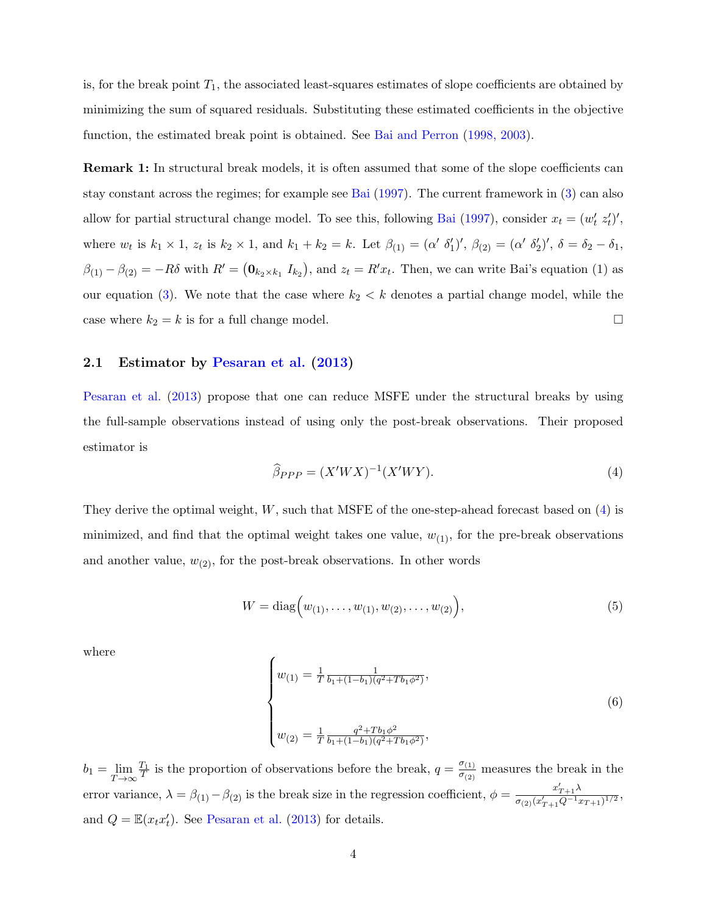is, for the break point $T_1$, the associated least-squares estimates of slope coefficients are obtained by minimizing the sum of squared residuals. Substituting these estimated coefficients in the objective function, the estimated break point is obtained. See Bai and Perron (1998, 2003).

**Remark 1:** In structural break models, it is often assumed that some of the slope coefficients can stay constant across the regimes; for example see Bai (1997). The current framework in (3) can also allow for partial structural change model. To see this, following Bai (1997), consider $x_t = (w_t' \; z_t')'$, where $w_t$ is $k_1 \times 1$, $z_t$ is $k_2 \times 1$, and $k_1 + k_2 = k$. Let $\beta_{(1)} = (\alpha' \; \delta_1')'$, $\beta_{(2)} = (\alpha' \; \delta_2')'$, $\delta = \delta_2 - \delta_1$, $\beta_{(1)} - \beta_{(2)} = -R\delta$ with $R' = \left(\mathbf{0}_{k_2 \times k_1} \; I_{k_2}\right)$, and $z_t = R'x_t$. Then, we can write Bai's equation (1) as our equation (3). We note that the case where $k_2 < k$ denotes a partial change model, while the case where $k_2 = k$ is for a full change model. □

## 2.1 Estimator by Pesaran et al. (2013)

Pesaran et al. (2013) propose that one can reduce MSFE under the structural breaks by using the full-sample observations instead of using only the post-break observations. Their proposed estimator is

$$\widehat{\beta}_{PPP} = (X'WX)^{-1}(X'WY). \tag{4}$$

They derive the optimal weight, $W$, such that MSFE of the one-step-ahead forecast based on (4) is minimized, and find that the optimal weight takes one value, $w_{(1)}$, for the pre-break observations and another value, $w_{(2)}$, for the post-break observations. In other words

$$W = \text{diag}\Big(w_{(1)}, \ldots, w_{(1)}, w_{(2)}, \ldots, w_{(2)}\Big), \tag{5}$$

where

$$\begin{cases} w_{(1)} = \frac{1}{T} \frac{1}{b_1 + (1-b_1)(q^2 + Tb_1\phi^2)}, \\ \\ w_{(2)} = \frac{1}{T} \frac{q^2 + Tb_1\phi^2}{b_1 + (1-b_1)(q^2 + Tb_1\phi^2)}, \end{cases} \tag{6}$$

$b_1 = \lim_{T\to\infty} \frac{T_1}{T}$ is the proportion of observations before the break, $q = \frac{\sigma_{(1)}}{\sigma_{(2)}}$ measures the break in the error variance, $\lambda = \beta_{(1)} - \beta_{(2)}$ is the break size in the regression coefficient, $\phi = \frac{x_{T+1}'\lambda}{\sigma_{(2)}(x_{T+1}'Q^{-1}x_{T+1})^{1/2}}$, and $Q = \mathbb{E}(x_t x_t')$. See Pesaran et al. (2013) for details.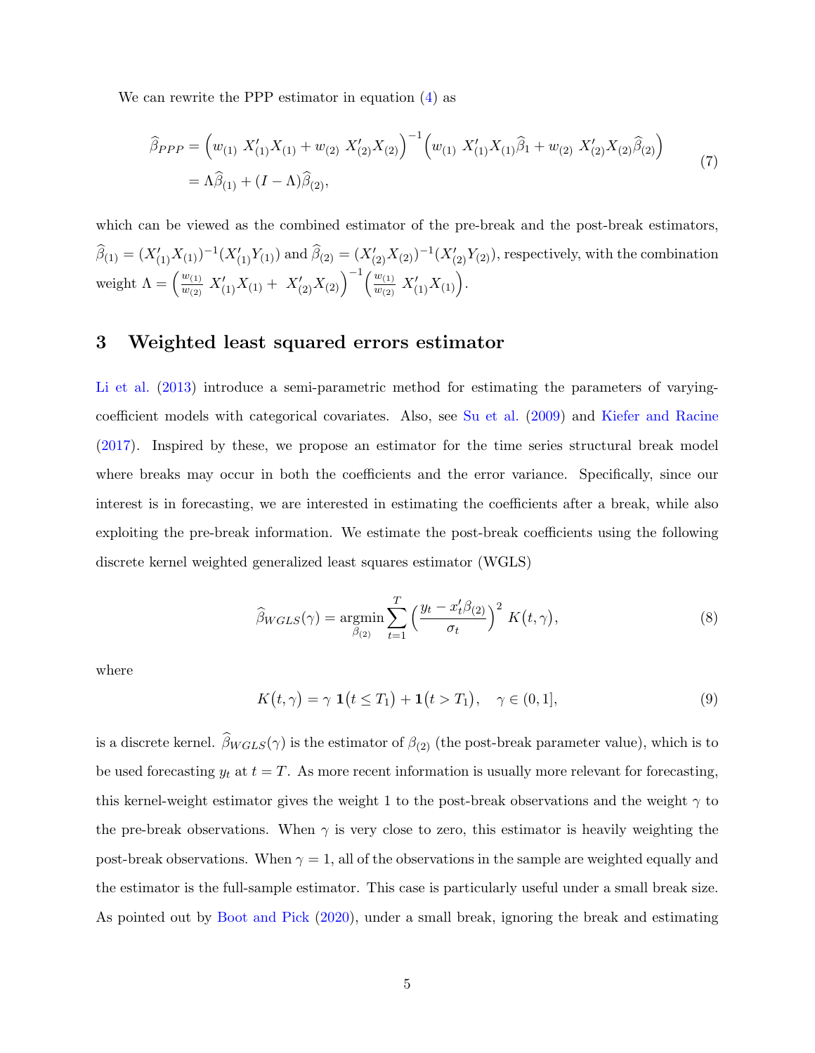We can rewrite the PPP estimator in equation (4) as

$$
\begin{aligned}
\widehat{\beta}_{PPP} &= \Big(w_{(1)}\ X'_{(1)}X_{(1)} + w_{(2)}\ X'_{(2)}X_{(2)}\Big)^{-1}\Big(w_{(1)}\ X'_{(1)}X_{(1)}\widehat{\beta}_1 + w_{(2)}\ X'_{(2)}X_{(2)}\widehat{\beta}_{(2)}\Big) \\
&= \Lambda\widehat{\beta}_{(1)} + (I-\Lambda)\widehat{\beta}_{(2)},
\end{aligned}
\tag{7}
$$

which can be viewed as the combined estimator of the pre-break and the post-break estimators, $\widehat{\beta}_{(1)} = (X'_{(1)}X_{(1)})^{-1}(X'_{(1)}Y_{(1)})$ and $\widehat{\beta}_{(2)} = (X'_{(2)}X_{(2)})^{-1}(X'_{(2)}Y_{(2)})$, respectively, with the combination weight $\Lambda = \Big(\frac{w_{(1)}}{w_{(2)}}\ X'_{(1)}X_{(1)} +\ X'_{(2)}X_{(2)}\Big)^{-1}\Big(\frac{w_{(1)}}{w_{(2)}}\ X'_{(1)}X_{(1)}\Big)$.

## 3 Weighted least squared errors estimator

Li et al. (2013) introduce a semi-parametric method for estimating the parameters of varying-coefficient models with categorical covariates. Also, see Su et al. (2009) and Kiefer and Racine (2017). Inspired by these, we propose an estimator for the time series structural break model where breaks may occur in both the coefficients and the error variance. Specifically, since our interest is in forecasting, we are interested in estimating the coefficients after a break, while also exploiting the pre-break information. We estimate the post-break coefficients using the following discrete kernel weighted generalized least squares estimator (WGLS)

$$
\widehat{\beta}_{WGLS}(\gamma) = \underset{\beta_{(2)}}{\operatorname{argmin}} \sum_{t=1}^{T} \Big(\frac{y_t - x'_t\beta_{(2)}}{\sigma_t}\Big)^2\ K\big(t,\gamma\big),
\tag{8}
$$

where

$$
K\big(t,\gamma\big) = \gamma\ \mathbf{1}\big(t \le T_1\big) + \mathbf{1}\big(t > T_1\big), \quad \gamma \in (0,1],
\tag{9}
$$

is a discrete kernel. $\widehat{\beta}_{WGLS}(\gamma)$ is the estimator of $\beta_{(2)}$ (the post-break parameter value), which is to be used forecasting $y_t$ at $t = T$. As more recent information is usually more relevant for forecasting, this kernel-weight estimator gives the weight 1 to the post-break observations and the weight $\gamma$ to the pre-break observations. When $\gamma$ is very close to zero, this estimator is heavily weighting the post-break observations. When $\gamma = 1$, all of the observations in the sample are weighted equally and the estimator is the full-sample estimator. This case is particularly useful under a small break size. As pointed out by Boot and Pick (2020), under a small break, ignoring the break and estimating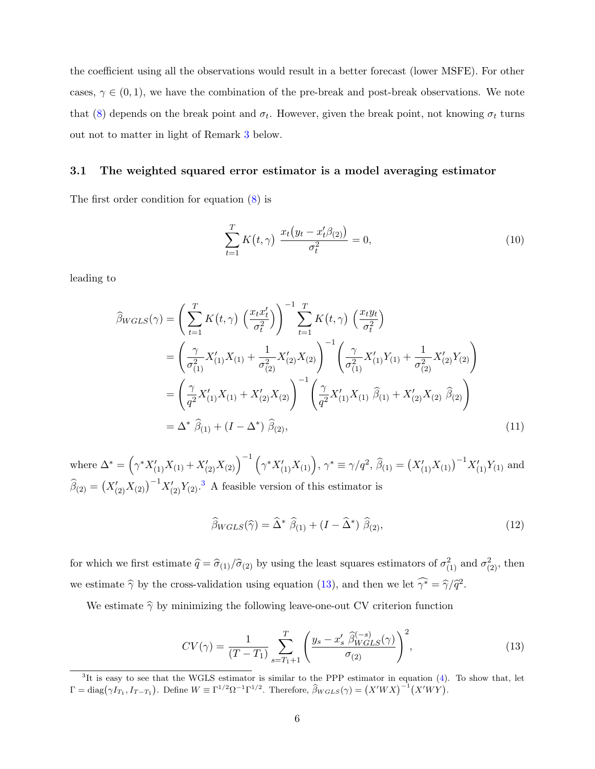the coefficient using all the observations would result in a better forecast (lower MSFE). For other cases, $\gamma \in (0,1)$, we have the combination of the pre-break and post-break observations. We note that (8) depends on the break point and $\sigma_t$. However, given the break point, not knowing $\sigma_t$ turns out not to matter in light of Remark 3 below.

### 3.1 The weighted squared error estimator is a model averaging estimator

The first order condition for equation (8) is

$$\sum_{t=1}^{T} K\big(t,\gamma\big)\ \frac{x_t\big(y_t - x_t'\beta_{(2)}\big)}{\sigma_t^2} = 0, \tag{10}$$

leading to

$$\begin{aligned}
\widehat{\beta}_{WGLS}(\gamma) &= \left(\sum_{t=1}^{T} K\big(t,\gamma\big)\ \left(\frac{x_t x_t'}{\sigma_t^2}\right)\right)^{-1} \sum_{t=1}^{T} K\big(t,\gamma\big)\ \left(\frac{x_t y_t}{\sigma_t^2}\right) \\
&= \left(\frac{\gamma}{\sigma_{(1)}^2} X_{(1)}'X_{(1)} + \frac{1}{\sigma_{(2)}^2} X_{(2)}'X_{(2)}\right)^{-1} \left(\frac{\gamma}{\sigma_{(1)}^2} X_{(1)}'Y_{(1)} + \frac{1}{\sigma_{(2)}^2} X_{(2)}'Y_{(2)}\right) \\
&= \left(\frac{\gamma}{q^2} X_{(1)}'X_{(1)} + X_{(2)}'X_{(2)}\right)^{-1} \left(\frac{\gamma}{q^2} X_{(1)}'X_{(1)}\ \widehat{\beta}_{(1)} + X_{(2)}'X_{(2)}\ \widehat{\beta}_{(2)}\right) \\
&= \Delta^*\ \widehat{\beta}_{(1)} + (I - \Delta^*)\ \widehat{\beta}_{(2)},
\end{aligned} \tag{11}$$

where $\Delta^* = \Big(\gamma^* X_{(1)}'X_{(1)} + X_{(2)}'X_{(2)}\Big)^{-1}\Big(\gamma^* X_{(1)}'X_{(1)}\Big)$, $\gamma^* \equiv \gamma/q^2$, $\widehat{\beta}_{(1)} = \big(X_{(1)}'X_{(1)}\big)^{-1}X_{(1)}'Y_{(1)}$ and $\widehat{\beta}_{(2)} = \big(X_{(2)}'X_{(2)}\big)^{-1}X_{(2)}'Y_{(2)}$.[3] A feasible version of this estimator is

$$\widehat{\beta}_{WGLS}(\widehat{\gamma}) = \widehat{\Delta}^*\ \widehat{\beta}_{(1)} + (I - \widehat{\Delta}^*)\ \widehat{\beta}_{(2)}, \tag{12}$$

for which we first estimate $\widehat{q} = \widehat{\sigma}_{(1)}/\widehat{\sigma}_{(2)}$ by using the least squares estimators of $\sigma_{(1)}^2$ and $\sigma_{(2)}^2$, then we estimate $\widehat{\gamma}$ by the cross-validation using equation (13), and then we let $\widehat{\gamma^*} = \widehat{\gamma}/\widehat{q}^2$.

We estimate $\widehat{\gamma}$ by minimizing the following leave-one-out CV criterion function

$$CV(\gamma) = \frac{1}{(T - T_1)} \sum_{s=T_1+1}^{T} \left(\frac{y_s - x_s'\ \widehat{\beta}_{WGLS}^{(-s)}(\gamma)}{\sigma_{(2)}}\right)^2, \tag{13}$$

[3] It is easy to see that the WGLS estimator is similar to the PPP estimator in equation (4). To show that, let $\Gamma = \text{diag}\big(\gamma I_{T_1}, I_{T-T_1}\big)$. Define $W \equiv \Gamma^{1/2}\Omega^{-1}\Gamma^{1/2}$. Therefore, $\widehat{\beta}_{WGLS}(\gamma) = \big(X'WX\big)^{-1}\big(X'WY\big)$.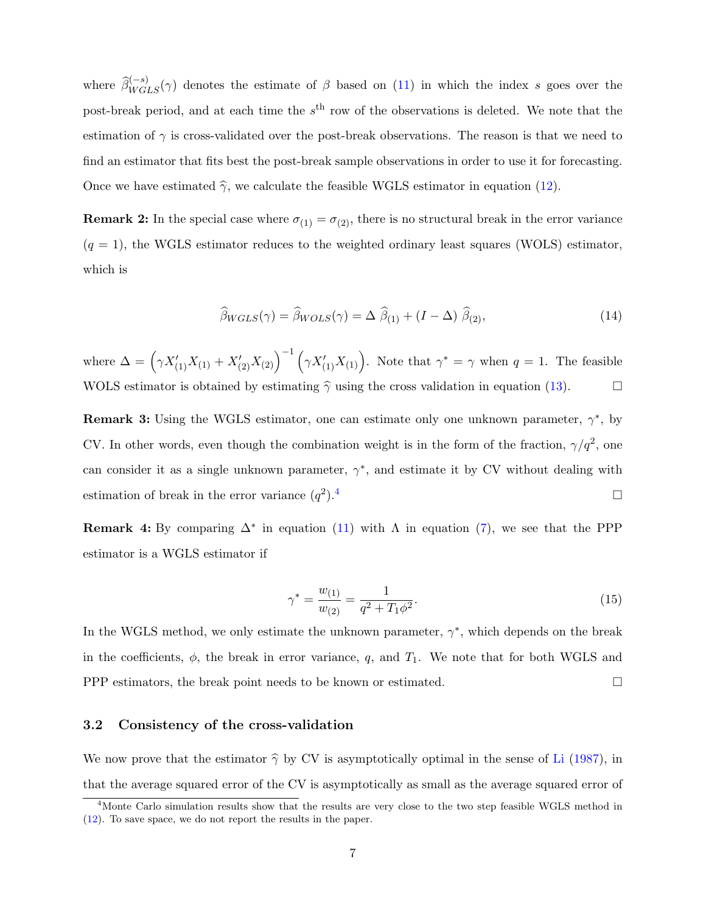where $\widehat{\beta}^{(-s)}_{WGLS}(\gamma)$ denotes the estimate of $\beta$ based on (11) in which the index $s$ goes over the post-break period, and at each time the $s^{\text{th}}$ row of the observations is deleted. We note that the estimation of $\gamma$ is cross-validated over the post-break observations. The reason is that we need to find an estimator that fits best the post-break sample observations in order to use it for forecasting. Once we have estimated $\widehat{\gamma}$, we calculate the feasible WGLS estimator in equation (12).

**Remark 2:** In the special case where $\sigma_{(1)} = \sigma_{(2)}$, there is no structural break in the error variance ($q = 1$), the WGLS estimator reduces to the weighted ordinary least squares (WOLS) estimator, which is

$$\widehat{\beta}_{WGLS}(\gamma) = \widehat{\beta}_{WOLS}(\gamma) = \Delta \ \widehat{\beta}_{(1)} + (I - \Delta) \ \widehat{\beta}_{(2)}, \tag{14}$$

where $\Delta = \left(\gamma X'_{(1)} X_{(1)} + X'_{(2)} X_{(2)}\right)^{-1} \left(\gamma X'_{(1)} X_{(1)}\right)$. Note that $\gamma^* = \gamma$ when $q = 1$. The feasible WOLS estimator is obtained by estimating $\widehat{\gamma}$ using the cross validation in equation (13). □

**Remark 3:** Using the WGLS estimator, one can estimate only one unknown parameter, $\gamma^*$, by CV. In other words, even though the combination weight is in the form of the fraction, $\gamma/q^2$, one can consider it as a single unknown parameter, $\gamma^*$, and estimate it by CV without dealing with estimation of break in the error variance ($q^2$).[4] □

**Remark 4:** By comparing $\Delta^*$ in equation (11) with $\Lambda$ in equation (7), we see that the PPP estimator is a WGLS estimator if

$$\gamma^* = \frac{w_{(1)}}{w_{(2)}} = \frac{1}{q^2 + T_1 \phi^2}. \tag{15}$$

In the WGLS method, we only estimate the unknown parameter, $\gamma^*$, which depends on the break in the coefficients, $\phi$, the break in error variance, $q$, and $T_1$. We note that for both WGLS and PPP estimators, the break point needs to be known or estimated. □

### 3.2 Consistency of the cross-validation

We now prove that the estimator $\widehat{\gamma}$ by CV is asymptotically optimal in the sense of Li (1987), in that the average squared error of the CV is asymptotically as small as the average squared error of

[4] Monte Carlo simulation results show that the results are very close to the two step feasible WGLS method in (12). To save space, we do not report the results in the paper.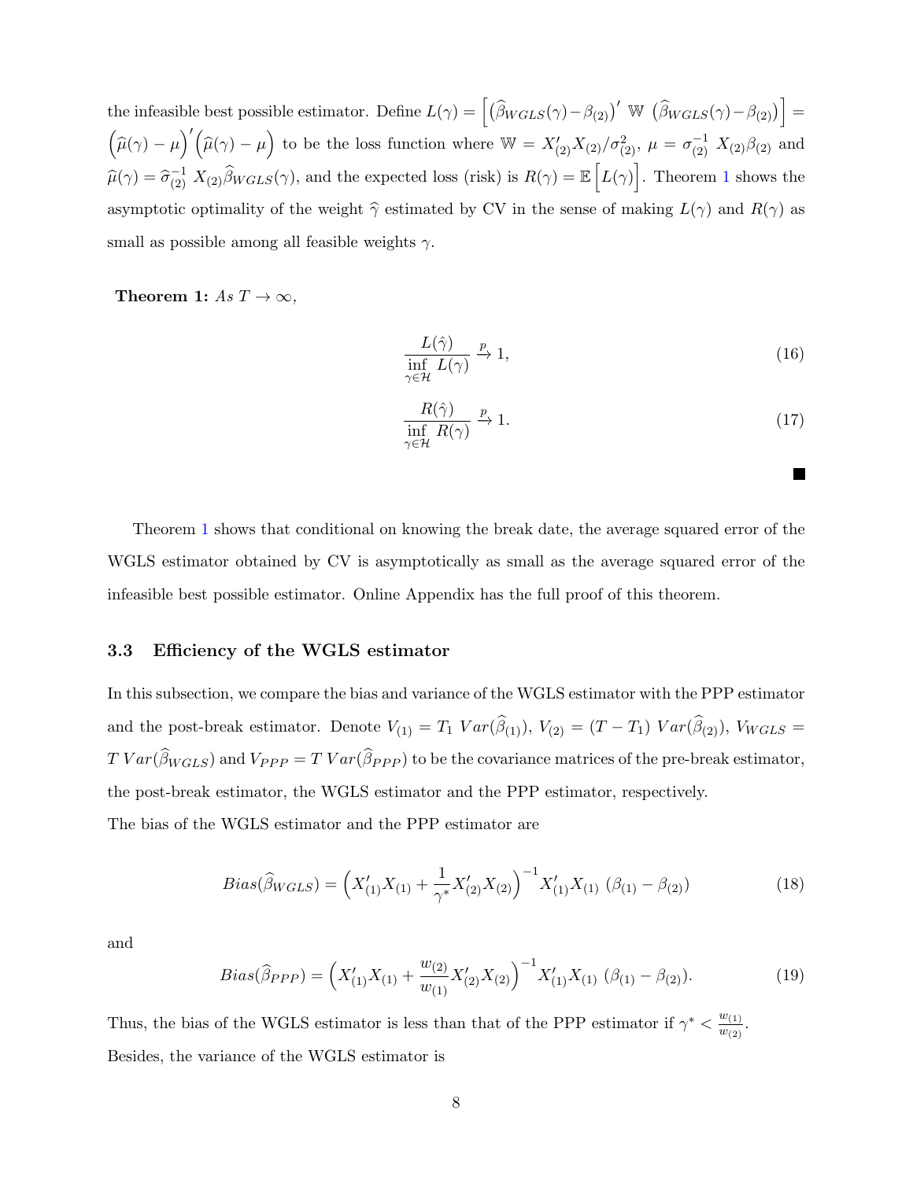the infeasible best possible estimator. Define $L(\gamma) = \Big[\big(\widehat{\beta}_{WGLS}(\gamma) - \beta_{(2)}\big)' \ \mathbb{W} \ \big(\widehat{\beta}_{WGLS}(\gamma) - \beta_{(2)}\big)\Big] = \Big(\widehat{\mu}(\gamma) - \mu\Big)'\Big(\widehat{\mu}(\gamma) - \mu\Big)$ to be the loss function where $\mathbb{W} = X_{(2)}'X_{(2)}/\sigma_{(2)}^2$, $\mu = \sigma_{(2)}^{-1} \ X_{(2)}\beta_{(2)}$ and $\widehat{\mu}(\gamma) = \widehat{\sigma}_{(2)}^{-1} \ X_{(2)}\widehat{\beta}_{WGLS}(\gamma)$, and the expected loss (risk) is $R(\gamma) = \mathbb{E}\Big[L(\gamma)\Big]$. Theorem 1 shows the asymptotic optimality of the weight $\widehat{\gamma}$ estimated by CV in the sense of making $L(\gamma)$ and $R(\gamma)$ as small as possible among all feasible weights $\gamma$.

**Theorem 1:** *As* $T \to \infty$*,*

$$\frac{L(\hat{\gamma})}{\inf\limits_{\gamma \in \mathcal{H}} L(\gamma)} \xrightarrow{p} 1, \tag{16}$$

$$\frac{R(\hat{\gamma})}{\inf\limits_{\gamma \in \mathcal{H}} R(\gamma)} \xrightarrow{p} 1. \tag{17}$$

■

Theorem 1 shows that conditional on knowing the break date, the average squared error of the WGLS estimator obtained by CV is asymptotically as small as the average squared error of the infeasible best possible estimator. Online Appendix has the full proof of this theorem.

### 3.3 Efficiency of the WGLS estimator

In this subsection, we compare the bias and variance of the WGLS estimator with the PPP estimator and the post-break estimator. Denote $V_{(1)} = T_1 \ Var(\widehat{\beta}_{(1)})$, $V_{(2)} = (T - T_1) \ Var(\widehat{\beta}_{(2)})$, $V_{WGLS} = T \ Var(\widehat{\beta}_{WGLS})$ and $V_{PPP} = T \ Var(\widehat{\beta}_{PPP})$ to be the covariance matrices of the pre-break estimator, the post-break estimator, the WGLS estimator and the PPP estimator, respectively.

The bias of the WGLS estimator and the PPP estimator are

$$Bias(\widehat{\beta}_{WGLS}) = \Big(X_{(1)}'X_{(1)} + \frac{1}{\gamma^*}X_{(2)}'X_{(2)}\Big)^{-1}X_{(1)}'X_{(1)} \ (\beta_{(1)} - \beta_{(2)}) \tag{18}$$

and

$$Bias(\widehat{\beta}_{PPP}) = \Big(X_{(1)}'X_{(1)} + \frac{w_{(2)}}{w_{(1)}}X_{(2)}'X_{(2)}\Big)^{-1}X_{(1)}'X_{(1)} \ (\beta_{(1)} - \beta_{(2)}). \tag{19}$$

Thus, the bias of the WGLS estimator is less than that of the PPP estimator if $\gamma^* < \frac{w_{(1)}}{w_{(2)}}$.

Besides, the variance of the WGLS estimator is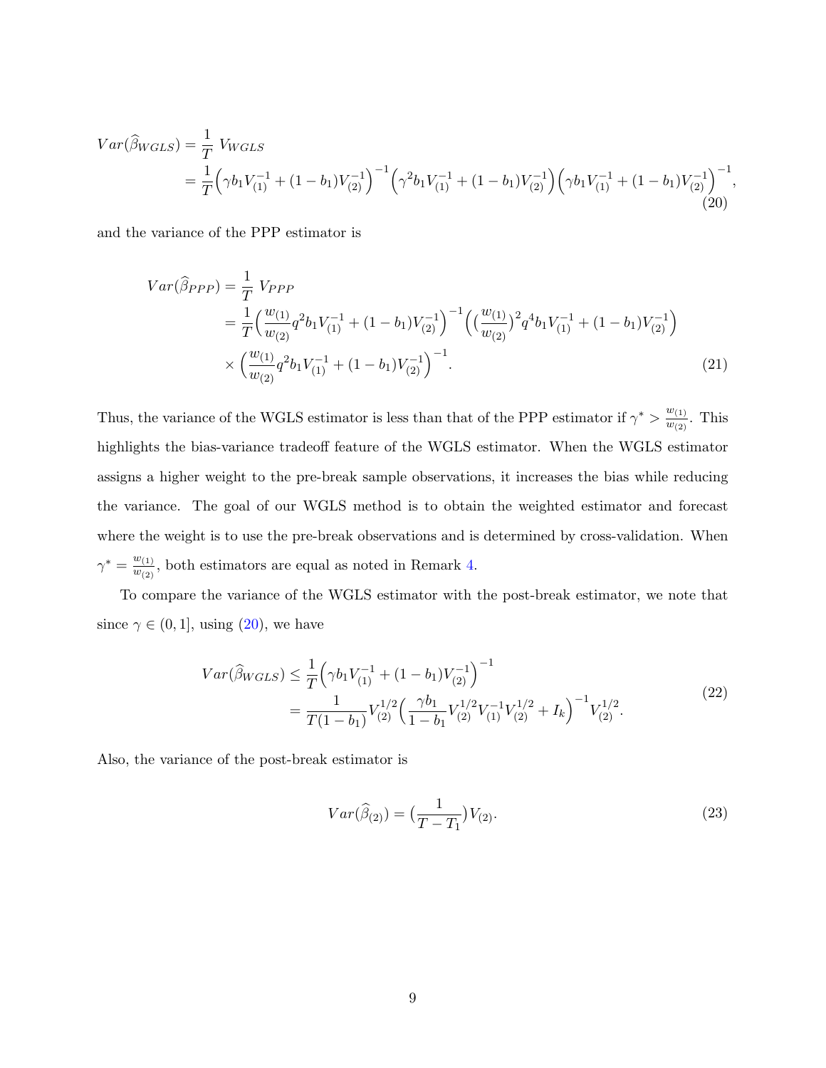$$
\begin{aligned}
Var(\widehat{\beta}_{WGLS}) &= \frac{1}{T}\ V_{WGLS} \\
&= \frac{1}{T}\Big(\gamma b_1 V_{(1)}^{-1} + (1-b_1)V_{(2)}^{-1}\Big)^{-1}\Big(\gamma^2 b_1 V_{(1)}^{-1} + (1-b_1)V_{(2)}^{-1}\Big)\Big(\gamma b_1 V_{(1)}^{-1} + (1-b_1)V_{(2)}^{-1}\Big)^{-1},
\end{aligned} \tag{20}
$$

and the variance of the PPP estimator is

$$
\begin{aligned}
Var(\widehat{\beta}_{PPP}) &= \frac{1}{T}\ V_{PPP} \\
&= \frac{1}{T}\Big(\frac{w_{(1)}}{w_{(2)}} q^2 b_1 V_{(1)}^{-1} + (1-b_1)V_{(2)}^{-1}\Big)^{-1}\Big(\big(\frac{w_{(1)}}{w_{(2)}}\big)^2 q^4 b_1 V_{(1)}^{-1} + (1-b_1)V_{(2)}^{-1}\Big) \\
&\quad \times \Big(\frac{w_{(1)}}{w_{(2)}} q^2 b_1 V_{(1)}^{-1} + (1-b_1)V_{(2)}^{-1}\Big)^{-1}.
\end{aligned} \tag{21}
$$

Thus, the variance of the WGLS estimator is less than that of the PPP estimator if $\gamma^* > \frac{w_{(1)}}{w_{(2)}}$. This highlights the bias-variance tradeoff feature of the WGLS estimator. When the WGLS estimator assigns a higher weight to the pre-break sample observations, it increases the bias while reducing the variance. The goal of our WGLS method is to obtain the weighted estimator and forecast where the weight is to use the pre-break observations and is determined by cross-validation. When $\gamma^* = \frac{w_{(1)}}{w_{(2)}}$, both estimators are equal as noted in Remark 4.

To compare the variance of the WGLS estimator with the post-break estimator, we note that since $\gamma \in (0, 1]$, using (20), we have

$$
\begin{aligned}
Var(\widehat{\beta}_{WGLS}) &\leq \frac{1}{T}\Big(\gamma b_1 V_{(1)}^{-1} + (1-b_1)V_{(2)}^{-1}\Big)^{-1} \\
&= \frac{1}{T(1-b_1)} V_{(2)}^{1/2}\Big(\frac{\gamma b_1}{1-b_1} V_{(2)}^{1/2} V_{(1)}^{-1} V_{(2)}^{1/2} + I_k\Big)^{-1} V_{(2)}^{1/2}.
\end{aligned} \tag{22}
$$

Also, the variance of the post-break estimator is

$$
Var(\widehat{\beta}_{(2)}) = \big(\frac{1}{T - T_1}\big) V_{(2)}. \tag{23}
$$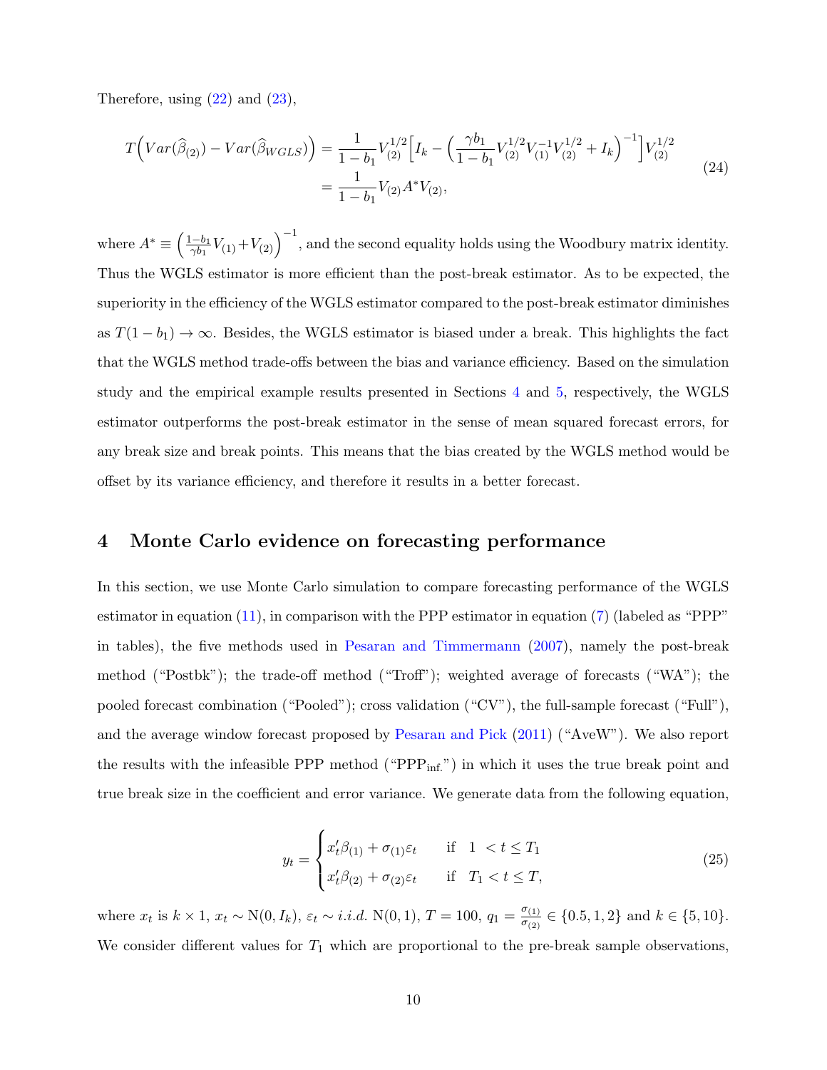Therefore, using (22) and (23),

$$
\begin{aligned}
T\Big(Var(\widehat{\beta}_{(2)}) - Var(\widehat{\beta}_{WGLS})\Big) &= \frac{1}{1-b_1} V_{(2)}^{1/2}\Big[I_k - \Big(\frac{\gamma b_1}{1-b_1} V_{(2)}^{1/2} V_{(1)}^{-1} V_{(2)}^{1/2} + I_k\Big)^{-1}\Big] V_{(2)}^{1/2} \\
&= \frac{1}{1-b_1} V_{(2)} A^* V_{(2)},
\end{aligned} \tag{24}
$$

where $A^* \equiv \left(\frac{1-b_1}{\gamma b_1} V_{(1)} + V_{(2)}\right)^{-1}$, and the second equality holds using the Woodbury matrix identity. Thus the WGLS estimator is more efficient than the post-break estimator. As to be expected, the superiority in the efficiency of the WGLS estimator compared to the post-break estimator diminishes as $T(1-b_1) \to \infty$. Besides, the WGLS estimator is biased under a break. This highlights the fact that the WGLS method trade-offs between the bias and variance efficiency. Based on the simulation study and the empirical example results presented in Sections 4 and 5, respectively, the WGLS estimator outperforms the post-break estimator in the sense of mean squared forecast errors, for any break size and break points. This means that the bias created by the WGLS method would be offset by its variance efficiency, and therefore it results in a better forecast.

# 4 Monte Carlo evidence on forecasting performance

In this section, we use Monte Carlo simulation to compare forecasting performance of the WGLS estimator in equation (11), in comparison with the PPP estimator in equation (7) (labeled as "PPP" in tables), the five methods used in Pesaran and Timmermann (2007), namely the post-break method ("Postbk"); the trade-off method ("Troff"); weighted average of forecasts ("WA"); the pooled forecast combination ("Pooled"); cross validation ("CV"), the full-sample forecast ("Full"), and the average window forecast proposed by Pesaran and Pick (2011) ("AveW"). We also report the results with the infeasible PPP method ("PPP$_{\text{inf.}}$") in which it uses the true break point and true break size in the coefficient and error variance. We generate data from the following equation,

$$
y_t = \begin{cases} x_t'\beta_{(1)} + \sigma_{(1)}\varepsilon_t & \text{if} \quad 1 < t \leq T_1 \\ x_t'\beta_{(2)} + \sigma_{(2)}\varepsilon_t & \text{if} \quad T_1 < t \leq T, \end{cases} \tag{25}
$$

where $x_t$ is $k \times 1$, $x_t \sim \text{N}(0, I_k)$, $\varepsilon_t \sim i.i.d.\ \text{N}(0,1)$, $T = 100$, $q_1 = \frac{\sigma_{(1)}}{\sigma_{(2)}} \in \{0.5, 1, 2\}$ and $k \in \{5, 10\}$. We consider different values for $T_1$ which are proportional to the pre-break sample observations,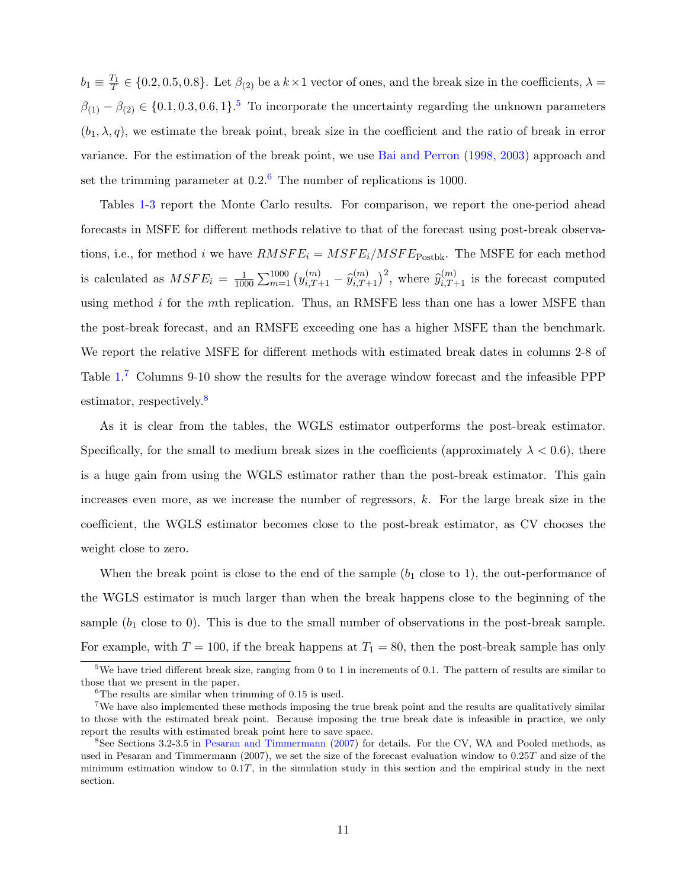$b_1 \equiv \frac{T_1}{T} \in \{0.2, 0.5, 0.8\}$. Let $\beta_{(2)}$ be a $k \times 1$ vector of ones, and the break size in the coefficients, $\lambda = \beta_{(1)} - \beta_{(2)} \in \{0.1, 0.3, 0.6, 1\}$.[5] To incorporate the uncertainty regarding the unknown parameters $(b_1, \lambda, q)$, we estimate the break point, break size in the coefficient and the ratio of break in error variance. For the estimation of the break point, we use Bai and Perron (1998, 2003) approach and set the trimming parameter at 0.2.[6] The number of replications is 1000.

Tables 1-3 report the Monte Carlo results. For comparison, we report the one-period ahead forecasts in MSFE for different methods relative to that of the forecast using post-break observations, i.e., for method $i$ we have $RMSFE_i = MSFE_i / MSFE_{\text{Postbk}}$. The MSFE for each method is calculated as $MSFE_i = \frac{1}{1000} \sum_{m=1}^{1000} \left( y_{i,T+1}^{(m)} - \widehat{y}_{i,T+1}^{(m)} \right)^2$, where $\widehat{y}_{i,T+1}^{(m)}$ is the forecast computed using method $i$ for the $m$th replication. Thus, an RMSFE less than one has a lower MSFE than the post-break forecast, and an RMSFE exceeding one has a higher MSFE than the benchmark. We report the relative MSFE for different methods with estimated break dates in columns 2-8 of Table 1.[7] Columns 9-10 show the results for the average window forecast and the infeasible PPP estimator, respectively.[8]

As it is clear from the tables, the WGLS estimator outperforms the post-break estimator. Specifically, for the small to medium break sizes in the coefficients (approximately $\lambda < 0.6$), there is a huge gain from using the WGLS estimator rather than the post-break estimator. This gain increases even more, as we increase the number of regressors, $k$. For the large break size in the coefficient, the WGLS estimator becomes close to the post-break estimator, as CV chooses the weight close to zero.

When the break point is close to the end of the sample ($b_1$ close to 1), the out-performance of the WGLS estimator is much larger than when the break happens close to the beginning of the sample ($b_1$ close to 0). This is due to the small number of observations in the post-break sample. For example, with $T = 100$, if the break happens at $T_1 = 80$, then the post-break sample has only

[5] We have tried different break size, ranging from 0 to 1 in increments of 0.1. The pattern of results are similar to those that we present in the paper.

[6] The results are similar when trimming of 0.15 is used.

[7] We have also implemented these methods imposing the true break point and the results are qualitatively similar to those with the estimated break point. Because imposing the true break date is infeasible in practice, we only report the results with estimated break point here to save space.

[8] See Sections 3.2-3.5 in Pesaran and Timmermann (2007) for details. For the CV, WA and Pooled methods, as used in Pesaran and Timmermann (2007), we set the size of the forecast evaluation window to $0.25T$ and size of the minimum estimation window to $0.1T$, in the simulation study in this section and the empirical study in the next section.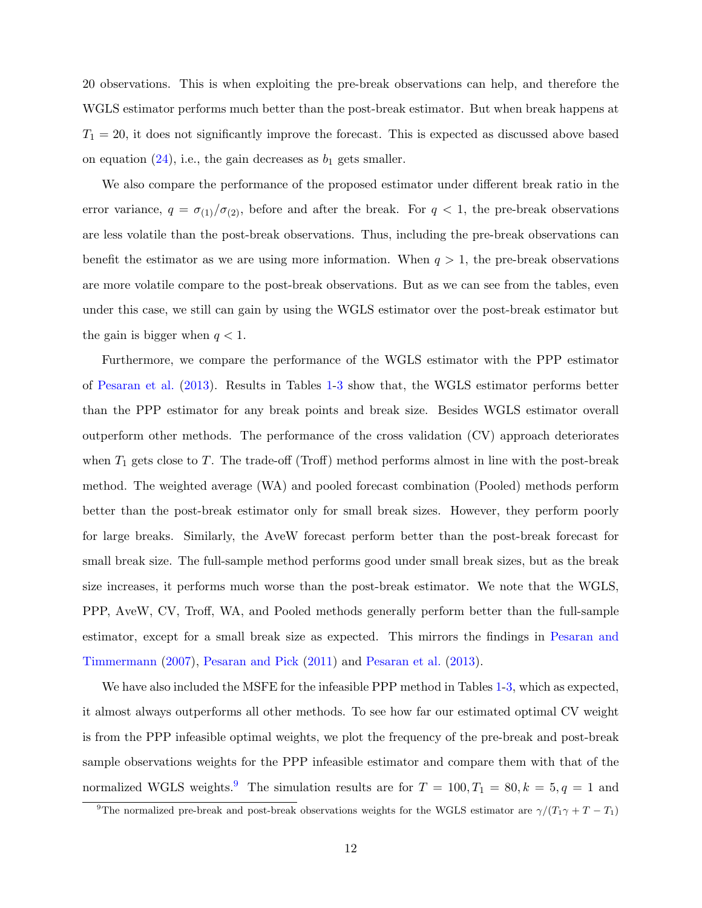20 observations. This is when exploiting the pre-break observations can help, and therefore the WGLS estimator performs much better than the post-break estimator. But when break happens at $T_1 = 20$, it does not significantly improve the forecast. This is expected as discussed above based on equation (24), i.e., the gain decreases as $b_1$ gets smaller.

We also compare the performance of the proposed estimator under different break ratio in the error variance, $q = \sigma_{(1)}/\sigma_{(2)}$, before and after the break. For $q < 1$, the pre-break observations are less volatile than the post-break observations. Thus, including the pre-break observations can benefit the estimator as we are using more information. When $q > 1$, the pre-break observations are more volatile compare to the post-break observations. But as we can see from the tables, even under this case, we still can gain by using the WGLS estimator over the post-break estimator but the gain is bigger when $q < 1$.

Furthermore, we compare the performance of the WGLS estimator with the PPP estimator of Pesaran et al. (2013). Results in Tables 1-3 show that, the WGLS estimator performs better than the PPP estimator for any break points and break size. Besides WGLS estimator overall outperform other methods. The performance of the cross validation (CV) approach deteriorates when $T_1$ gets close to $T$. The trade-off (Troff) method performs almost in line with the post-break method. The weighted average (WA) and pooled forecast combination (Pooled) methods perform better than the post-break estimator only for small break sizes. However, they perform poorly for large breaks. Similarly, the AveW forecast perform better than the post-break forecast for small break size. The full-sample method performs good under small break sizes, but as the break size increases, it performs much worse than the post-break estimator. We note that the WGLS, PPP, AveW, CV, Troff, WA, and Pooled methods generally perform better than the full-sample estimator, except for a small break size as expected. This mirrors the findings in Pesaran and Timmermann (2007), Pesaran and Pick (2011) and Pesaran et al. (2013).

We have also included the MSFE for the infeasible PPP method in Tables 1-3, which as expected, it almost always outperforms all other methods. To see how far our estimated optimal CV weight is from the PPP infeasible optimal weights, we plot the frequency of the pre-break and post-break sample observations weights for the PPP infeasible estimator and compare them with that of the normalized WGLS weights.[9] The simulation results are for $T = 100, T_1 = 80, k = 5, q = 1$ and

[9]The normalized pre-break and post-break observations weights for the WGLS estimator are $\gamma/(T_1\gamma + T - T_1)$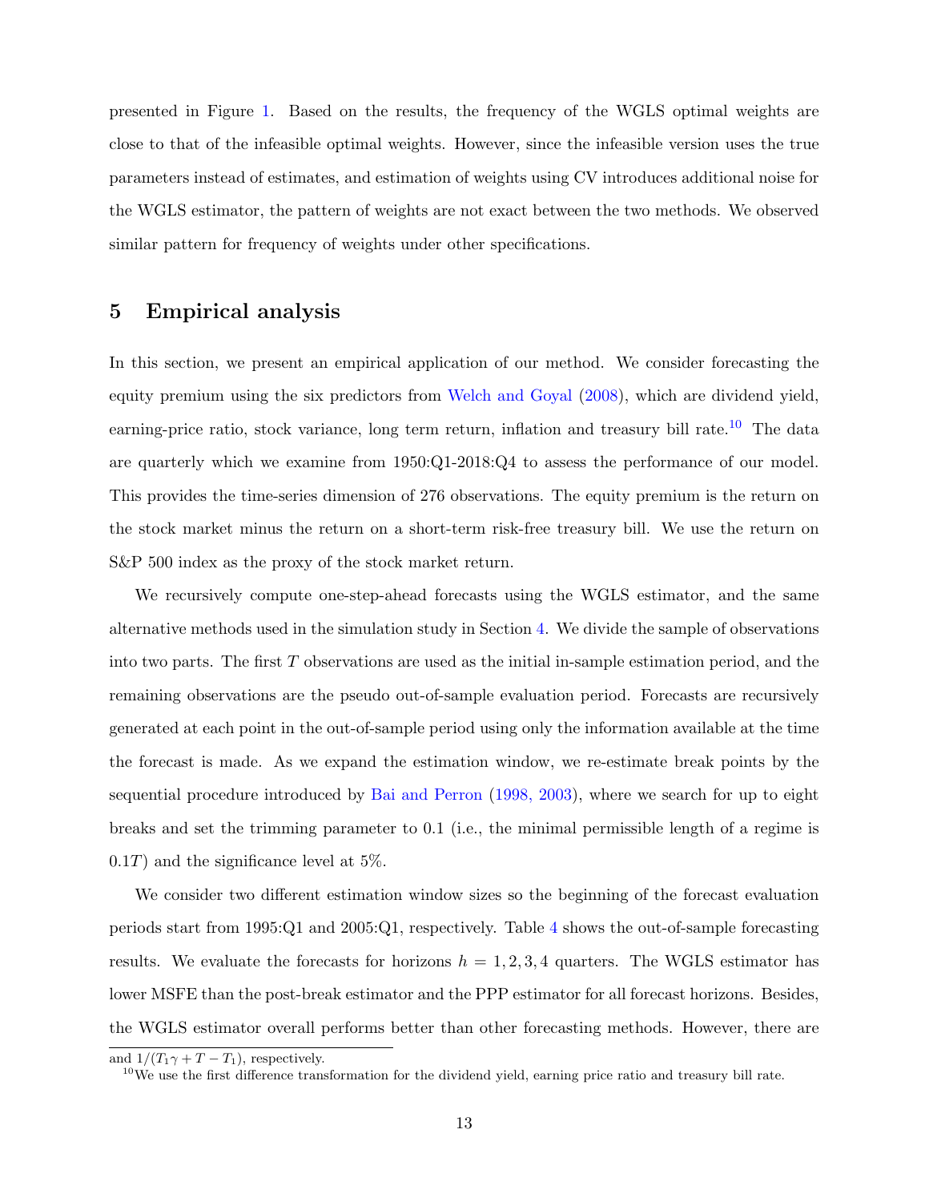presented in Figure 1. Based on the results, the frequency of the WGLS optimal weights are close to that of the infeasible optimal weights. However, since the infeasible version uses the true parameters instead of estimates, and estimation of weights using CV introduces additional noise for the WGLS estimator, the pattern of weights are not exact between the two methods. We observed similar pattern for frequency of weights under other specifications.

## 5 Empirical analysis

In this section, we present an empirical application of our method. We consider forecasting the equity premium using the six predictors from Welch and Goyal (2008), which are dividend yield, earning-price ratio, stock variance, long term return, inflation and treasury bill rate.[10] The data are quarterly which we examine from 1950:Q1-2018:Q4 to assess the performance of our model. This provides the time-series dimension of 276 observations. The equity premium is the return on the stock market minus the return on a short-term risk-free treasury bill. We use the return on S&P 500 index as the proxy of the stock market return.

We recursively compute one-step-ahead forecasts using the WGLS estimator, and the same alternative methods used in the simulation study in Section 4. We divide the sample of observations into two parts. The first $T$ observations are used as the initial in-sample estimation period, and the remaining observations are the pseudo out-of-sample evaluation period. Forecasts are recursively generated at each point in the out-of-sample period using only the information available at the time the forecast is made. As we expand the estimation window, we re-estimate break points by the sequential procedure introduced by Bai and Perron (1998, 2003), where we search for up to eight breaks and set the trimming parameter to 0.1 (i.e., the minimal permissible length of a regime is $0.1T$) and the significance level at 5%.

We consider two different estimation window sizes so the beginning of the forecast evaluation periods start from 1995:Q1 and 2005:Q1, respectively. Table 4 shows the out-of-sample forecasting results. We evaluate the forecasts for horizons $h = 1, 2, 3, 4$ quarters. The WGLS estimator has lower MSFE than the post-break estimator and the PPP estimator for all forecast horizons. Besides, the WGLS estimator overall performs better than other forecasting methods. However, there are

and $1/(T_1\gamma + T - T_1)$, respectively.

[10] We use the first difference transformation for the dividend yield, earning price ratio and treasury bill rate.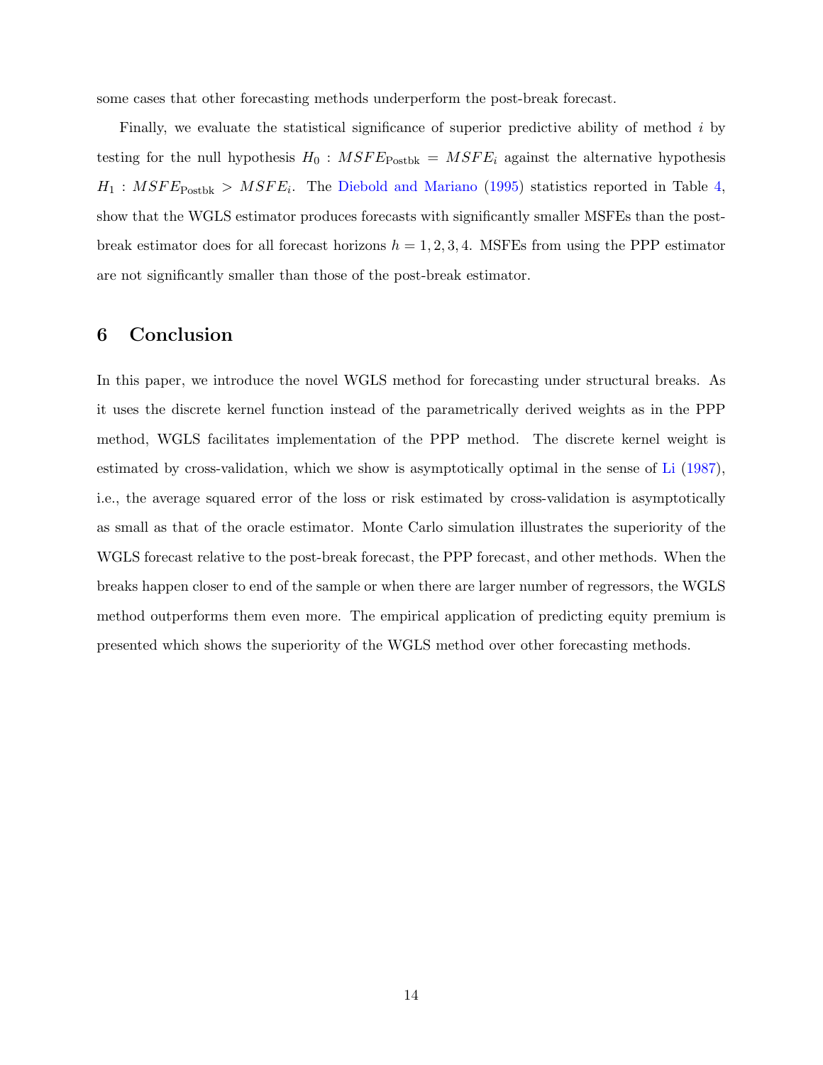some cases that other forecasting methods underperform the post-break forecast.

Finally, we evaluate the statistical significance of superior predictive ability of method $i$ by testing for the null hypothesis $H_0 : MSFE_{\text{Postbk}} = MSFE_i$ against the alternative hypothesis $H_1 : MSFE_{\text{Postbk}} > MSFE_i$. The Diebold and Mariano (1995) statistics reported in Table 4, show that the WGLS estimator produces forecasts with significantly smaller MSFEs than the post-break estimator does for all forecast horizons $h = 1, 2, 3, 4$. MSFEs from using the PPP estimator are not significantly smaller than those of the post-break estimator.

# 6 Conclusion

In this paper, we introduce the novel WGLS method for forecasting under structural breaks. As it uses the discrete kernel function instead of the parametrically derived weights as in the PPP method, WGLS facilitates implementation of the PPP method. The discrete kernel weight is estimated by cross-validation, which we show is asymptotically optimal in the sense of Li (1987), i.e., the average squared error of the loss or risk estimated by cross-validation is asymptotically as small as that of the oracle estimator. Monte Carlo simulation illustrates the superiority of the WGLS forecast relative to the post-break forecast, the PPP forecast, and other methods. When the breaks happen closer to end of the sample or when there are larger number of regressors, the WGLS method outperforms them even more. The empirical application of predicting equity premium is presented which shows the superiority of the WGLS method over other forecasting methods.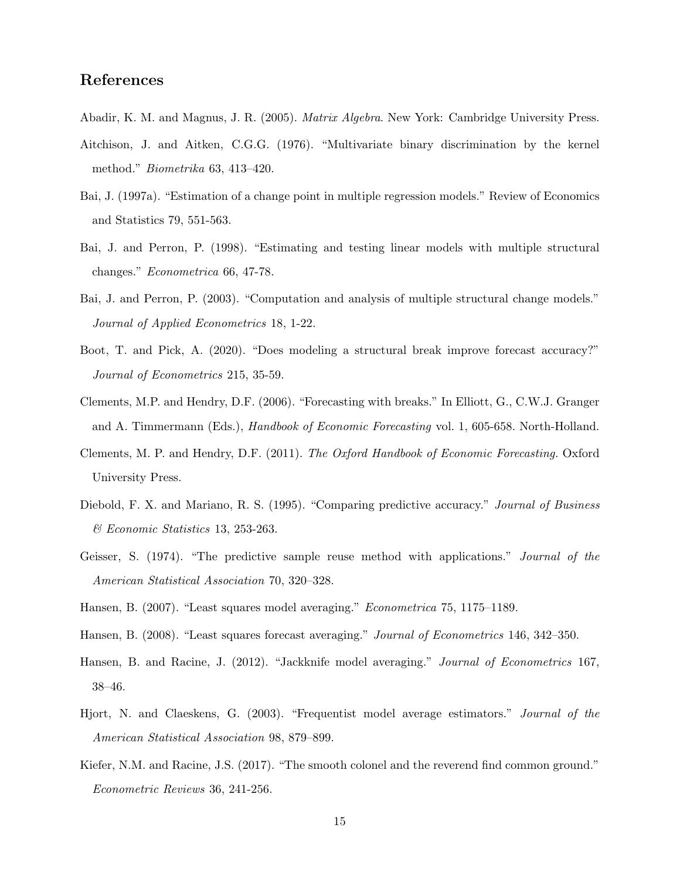## References

Abadir, K. M. and Magnus, J. R. (2005). *Matrix Algebra*. New York: Cambridge University Press.

Aitchison, J. and Aitken, C.G.G. (1976). "Multivariate binary discrimination by the kernel method." *Biometrika* 63, 413–420.

Bai, J. (1997a). "Estimation of a change point in multiple regression models." Review of Economics and Statistics 79, 551-563.

Bai, J. and Perron, P. (1998). "Estimating and testing linear models with multiple structural changes." *Econometrica* 66, 47-78.

Bai, J. and Perron, P. (2003). "Computation and analysis of multiple structural change models." *Journal of Applied Econometrics* 18, 1-22.

Boot, T. and Pick, A. (2020). "Does modeling a structural break improve forecast accuracy?" *Journal of Econometrics* 215, 35-59.

Clements, M.P. and Hendry, D.F. (2006). "Forecasting with breaks." In Elliott, G., C.W.J. Granger and A. Timmermann (Eds.), *Handbook of Economic Forecasting* vol. 1, 605-658. North-Holland.

Clements, M. P. and Hendry, D.F. (2011). *The Oxford Handbook of Economic Forecasting.* Oxford University Press.

Diebold, F. X. and Mariano, R. S. (1995). "Comparing predictive accuracy." *Journal of Business & Economic Statistics* 13, 253-263.

Geisser, S. (1974). "The predictive sample reuse method with applications." *Journal of the American Statistical Association* 70, 320–328.

Hansen, B. (2007). "Least squares model averaging." *Econometrica* 75, 1175–1189.

Hansen, B. (2008). "Least squares forecast averaging." *Journal of Econometrics* 146, 342–350.

Hansen, B. and Racine, J. (2012). "Jackknife model averaging." *Journal of Econometrics* 167, 38–46.

Hjort, N. and Claeskens, G. (2003). "Frequentist model average estimators." *Journal of the American Statistical Association* 98, 879–899.

Kiefer, N.M. and Racine, J.S. (2017). "The smooth colonel and the reverend find common ground." *Econometric Reviews* 36, 241-256.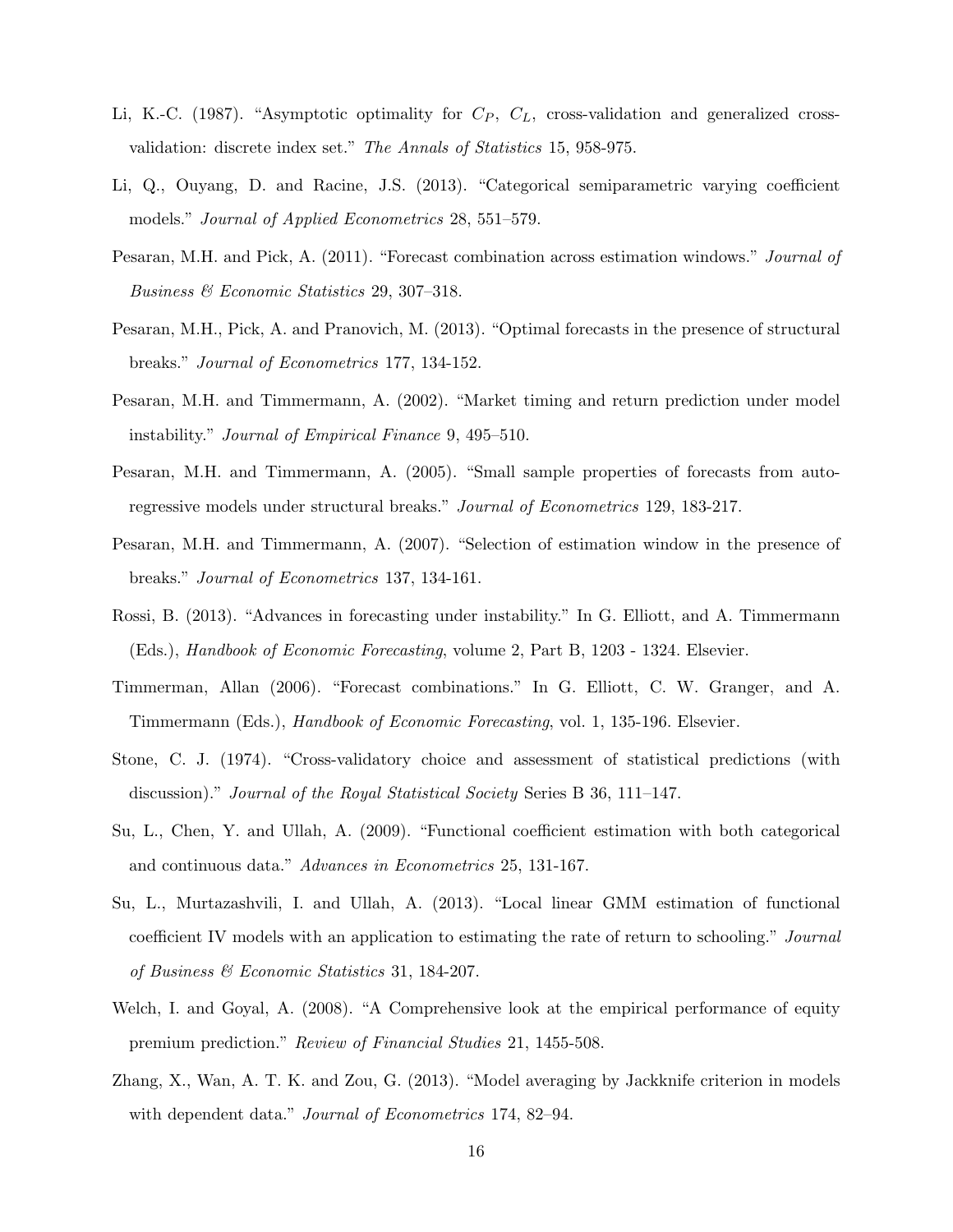Li, K.-C. (1987). "Asymptotic optimality for $C_P$, $C_L$, cross-validation and generalized cross-validation: discrete index set." *The Annals of Statistics* 15, 958-975.

Li, Q., Ouyang, D. and Racine, J.S. (2013). "Categorical semiparametric varying coefficient models." *Journal of Applied Econometrics* 28, 551–579.

Pesaran, M.H. and Pick, A. (2011). "Forecast combination across estimation windows." *Journal of Business & Economic Statistics* 29, 307–318.

Pesaran, M.H., Pick, A. and Pranovich, M. (2013). "Optimal forecasts in the presence of structural breaks." *Journal of Econometrics* 177, 134-152.

Pesaran, M.H. and Timmermann, A. (2002). "Market timing and return prediction under model instability." *Journal of Empirical Finance* 9, 495–510.

Pesaran, M.H. and Timmermann, A. (2005). "Small sample properties of forecasts from autoregressive models under structural breaks." *Journal of Econometrics* 129, 183-217.

Pesaran, M.H. and Timmermann, A. (2007). "Selection of estimation window in the presence of breaks." *Journal of Econometrics* 137, 134-161.

Rossi, B. (2013). "Advances in forecasting under instability." In G. Elliott, and A. Timmermann (Eds.), *Handbook of Economic Forecasting*, volume 2, Part B, 1203 - 1324. Elsevier.

Timmerman, Allan (2006). "Forecast combinations." In G. Elliott, C. W. Granger, and A. Timmermann (Eds.), *Handbook of Economic Forecasting*, vol. 1, 135-196. Elsevier.

Stone, C. J. (1974). "Cross-validatory choice and assessment of statistical predictions (with discussion)." *Journal of the Royal Statistical Society* Series B 36, 111–147.

Su, L., Chen, Y. and Ullah, A. (2009). "Functional coefficient estimation with both categorical and continuous data." *Advances in Econometrics* 25, 131-167.

Su, L., Murtazashvili, I. and Ullah, A. (2013). "Local linear GMM estimation of functional coefficient IV models with an application to estimating the rate of return to schooling." *Journal of Business & Economic Statistics* 31, 184-207.

Welch, I. and Goyal, A. (2008). "A Comprehensive look at the empirical performance of equity premium prediction." *Review of Financial Studies* 21, 1455-508.

Zhang, X., Wan, A. T. K. and Zou, G. (2013). "Model averaging by Jackknife criterion in models with dependent data." *Journal of Econometrics* 174, 82–94.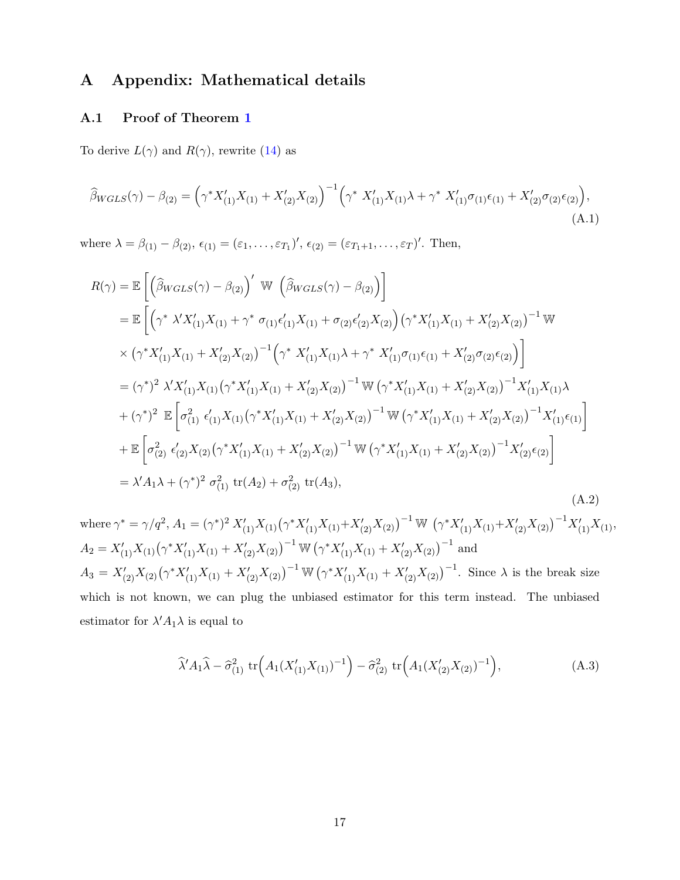# A Appendix: Mathematical details

## A.1 Proof of Theorem 1

To derive $L(\gamma)$ and $R(\gamma)$, rewrite (14) as

$$\widehat{\beta}_{WGLS}(\gamma) - \beta_{(2)} = \Big(\gamma^* X'_{(1)}X_{(1)} + X'_{(2)}X_{(2)}\Big)^{-1}\Big(\gamma^*\ X'_{(1)}X_{(1)}\lambda + \gamma^*\ X'_{(1)}\sigma_{(1)}\epsilon_{(1)} + X'_{(2)}\sigma_{(2)}\epsilon_{(2)}\Big), \tag{A.1}$$

where $\lambda = \beta_{(1)} - \beta_{(2)}$, $\epsilon_{(1)} = (\varepsilon_1, \ldots, \varepsilon_{T_1})'$, $\epsilon_{(2)} = (\varepsilon_{T_1+1}, \ldots, \varepsilon_T)'$. Then,

$$\begin{aligned}
R(\gamma) &= \mathbb{E}\left[\Big(\widehat{\beta}_{WGLS}(\gamma) - \beta_{(2)}\Big)'\ \mathbb{W}\ \Big(\widehat{\beta}_{WGLS}(\gamma) - \beta_{(2)}\Big)\right] \\
&= \mathbb{E}\bigg[\Big(\gamma^*\ \lambda' X'_{(1)}X_{(1)} + \gamma^*\ \sigma_{(1)}\epsilon'_{(1)}X_{(1)} + \sigma_{(2)}\epsilon'_{(2)}X_{(2)}\Big)\big(\gamma^* X'_{(1)}X_{(1)} + X'_{(2)}X_{(2)}\big)^{-1}\mathbb{W} \\
&\quad \times \big(\gamma^* X'_{(1)}X_{(1)} + X'_{(2)}X_{(2)}\big)^{-1}\Big(\gamma^*\ X'_{(1)}X_{(1)}\lambda + \gamma^*\ X'_{(1)}\sigma_{(1)}\epsilon_{(1)} + X'_{(2)}\sigma_{(2)}\epsilon_{(2)}\Big)\bigg] \\
&= (\gamma^*)^2\ \lambda' X'_{(1)}X_{(1)}\big(\gamma^* X'_{(1)}X_{(1)} + X'_{(2)}X_{(2)}\big)^{-1}\mathbb{W}\big(\gamma^* X'_{(1)}X_{(1)} + X'_{(2)}X_{(2)}\big)^{-1}X'_{(1)}X_{(1)}\lambda \\
&\quad + (\gamma^*)^2\ \mathbb{E}\left[\sigma^2_{(1)}\ \epsilon'_{(1)}X_{(1)}\big(\gamma^* X'_{(1)}X_{(1)} + X'_{(2)}X_{(2)}\big)^{-1}\mathbb{W}\big(\gamma^* X'_{(1)}X_{(1)} + X'_{(2)}X_{(2)}\big)^{-1}X'_{(1)}\epsilon_{(1)}\right] \\
&\quad + \mathbb{E}\left[\sigma^2_{(2)}\ \epsilon'_{(2)}X_{(2)}\big(\gamma^* X'_{(1)}X_{(1)} + X'_{(2)}X_{(2)}\big)^{-1}\mathbb{W}\big(\gamma^* X'_{(1)}X_{(1)} + X'_{(2)}X_{(2)}\big)^{-1}X'_{(2)}\epsilon_{(2)}\right] \\
&= \lambda' A_1 \lambda + (\gamma^*)^2\ \sigma^2_{(1)}\ \mathrm{tr}(A_2) + \sigma^2_{(2)}\ \mathrm{tr}(A_3),
\end{aligned} \tag{A.2}$$

where $\gamma^* = \gamma/q^2$, $A_1 = (\gamma^*)^2\ X'_{(1)}X_{(1)}\big(\gamma^* X'_{(1)}X_{(1)} + X'_{(2)}X_{(2)}\big)^{-1}\mathbb{W}\ \big(\gamma^* X'_{(1)}X_{(1)} + X'_{(2)}X_{(2)}\big)^{-1}X'_{(1)}X_{(1)}$, $A_2 = X'_{(1)}X_{(1)}\big(\gamma^* X'_{(1)}X_{(1)} + X'_{(2)}X_{(2)}\big)^{-1}\mathbb{W}\big(\gamma^* X'_{(1)}X_{(1)} + X'_{(2)}X_{(2)}\big)^{-1}$ and $A_3 = X'_{(2)}X_{(2)}\big(\gamma^* X'_{(1)}X_{(1)} + X'_{(2)}X_{(2)}\big)^{-1}\mathbb{W}\big(\gamma^* X'_{(1)}X_{(1)} + X'_{(2)}X_{(2)}\big)^{-1}$. Since $\lambda$ is the break size which is not known, we can plug the unbiased estimator for this term instead. The unbiased estimator for $\lambda' A_1 \lambda$ is equal to

$$\widehat{\lambda}' A_1 \widehat{\lambda} - \widehat{\sigma}^2_{(1)}\ \mathrm{tr}\Big(A_1 (X'_{(1)}X_{(1)})^{-1}\Big) - \widehat{\sigma}^2_{(2)}\ \mathrm{tr}\Big(A_1 (X'_{(2)}X_{(2)})^{-1}\Big), \tag{A.3}$$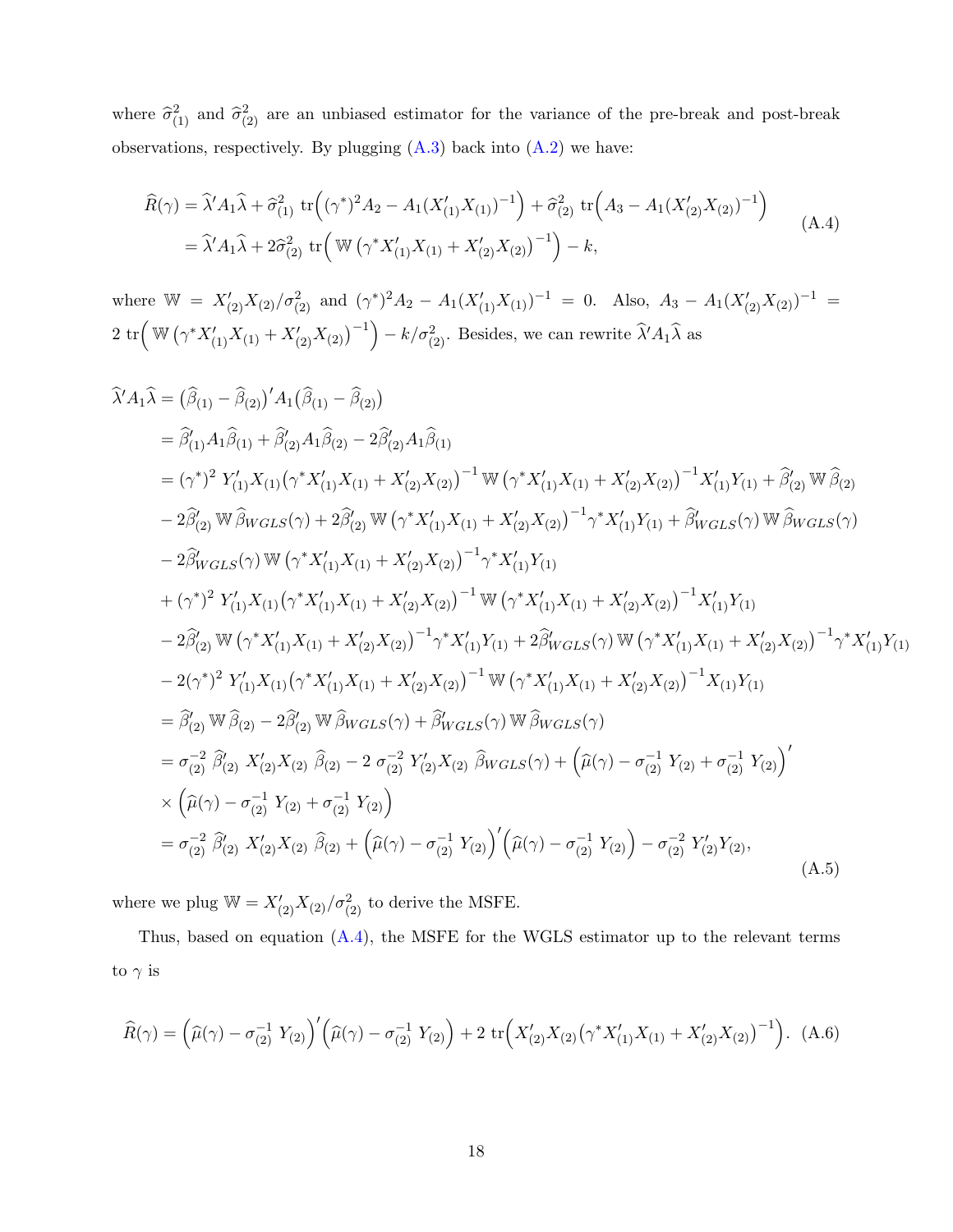where $\widehat{\sigma}^2_{(1)}$ and $\widehat{\sigma}^2_{(2)}$ are an unbiased estimator for the variance of the pre-break and post-break observations, respectively. By plugging (A.3) back into (A.2) we have:

$$
\begin{aligned}
\widehat{R}(\gamma) &= \widehat{\lambda}' A_1 \widehat{\lambda} + \widehat{\sigma}^2_{(1)} \operatorname{tr}\Big( (\gamma^*)^2 A_2 - A_1 (X'_{(1)} X_{(1)})^{-1} \Big) + \widehat{\sigma}^2_{(2)} \operatorname{tr}\Big( A_3 - A_1 (X'_{(2)} X_{(2)})^{-1} \Big) \\
&= \widehat{\lambda}' A_1 \widehat{\lambda} + 2\widehat{\sigma}^2_{(2)} \operatorname{tr}\Big( \mathbb{W} \left( \gamma^* X'_{(1)} X_{(1)} + X'_{(2)} X_{(2)} \right)^{-1} \Big) - k,
\end{aligned} \tag{A.4}
$$

where $\mathbb{W} = X'_{(2)} X_{(2)} / \sigma^2_{(2)}$ and $(\gamma^*)^2 A_2 - A_1 (X'_{(1)} X_{(1)})^{-1} = 0$. Also, $A_3 - A_1 (X'_{(2)} X_{(2)})^{-1} = 2 \operatorname{tr}\Big( \mathbb{W} \left( \gamma^* X'_{(1)} X_{(1)} + X'_{(2)} X_{(2)} \right)^{-1} \Big) - k/\sigma^2_{(2)}$. Besides, we can rewrite $\widehat{\lambda}' A_1 \widehat{\lambda}$ as

$$
\begin{aligned}
\widehat{\lambda}' A_1 \widehat{\lambda} &= \big(\widehat{\beta}_{(1)} - \widehat{\beta}_{(2)}\big)' A_1 \big(\widehat{\beta}_{(1)} - \widehat{\beta}_{(2)}\big) \\
&= \widehat{\beta}'_{(1)} A_1 \widehat{\beta}_{(1)} + \widehat{\beta}'_{(2)} A_1 \widehat{\beta}_{(2)} - 2 \widehat{\beta}'_{(2)} A_1 \widehat{\beta}_{(1)} \\
&= (\gamma^*)^2 \; Y'_{(1)} X_{(1)} \big( \gamma^* X'_{(1)} X_{(1)} + X'_{(2)} X_{(2)} \big)^{-1} \mathbb{W} \left( \gamma^* X'_{(1)} X_{(1)} + X'_{(2)} X_{(2)} \right)^{-1} X'_{(1)} Y_{(1)} + \widehat{\beta}'_{(2)} \, \mathbb{W} \, \widehat{\beta}_{(2)} \\
&\quad - 2 \widehat{\beta}'_{(2)} \, \mathbb{W} \, \widehat{\beta}_{WGLS}(\gamma) + 2 \widehat{\beta}'_{(2)} \, \mathbb{W} \left( \gamma^* X'_{(1)} X_{(1)} + X'_{(2)} X_{(2)} \right)^{-1} \gamma^* X'_{(1)} Y_{(1)} + \widehat{\beta}'_{WGLS}(\gamma) \, \mathbb{W} \, \widehat{\beta}_{WGLS}(\gamma) \\
&\quad - 2 \widehat{\beta}'_{WGLS}(\gamma) \, \mathbb{W} \left( \gamma^* X'_{(1)} X_{(1)} + X'_{(2)} X_{(2)} \right)^{-1} \gamma^* X'_{(1)} Y_{(1)} \\
&\quad + (\gamma^*)^2 \; Y'_{(1)} X_{(1)} \big( \gamma^* X'_{(1)} X_{(1)} + X'_{(2)} X_{(2)} \big)^{-1} \mathbb{W} \left( \gamma^* X'_{(1)} X_{(1)} + X'_{(2)} X_{(2)} \right)^{-1} X'_{(1)} Y_{(1)} \\
&\quad - 2 \widehat{\beta}'_{(2)} \, \mathbb{W} \left( \gamma^* X'_{(1)} X_{(1)} + X'_{(2)} X_{(2)} \right)^{-1} \gamma^* X'_{(1)} Y_{(1)} + 2 \widehat{\beta}'_{WGLS}(\gamma) \, \mathbb{W} \left( \gamma^* X'_{(1)} X_{(1)} + X'_{(2)} X_{(2)} \right)^{-1} \gamma^* X'_{(1)} Y_{(1)} \\
&\quad - 2 (\gamma^*)^2 \; Y'_{(1)} X_{(1)} \big( \gamma^* X'_{(1)} X_{(1)} + X'_{(2)} X_{(2)} \big)^{-1} \mathbb{W} \left( \gamma^* X'_{(1)} X_{(1)} + X'_{(2)} X_{(2)} \right)^{-1} X_{(1)} Y_{(1)} \\
&= \widehat{\beta}'_{(2)} \, \mathbb{W} \, \widehat{\beta}_{(2)} - 2 \widehat{\beta}'_{(2)} \, \mathbb{W} \, \widehat{\beta}_{WGLS}(\gamma) + \widehat{\beta}'_{WGLS}(\gamma) \, \mathbb{W} \, \widehat{\beta}_{WGLS}(\gamma) \\
&= \sigma^{-2}_{(2)} \; \widehat{\beta}'_{(2)} \; X'_{(2)} X_{(2)} \; \widehat{\beta}_{(2)} - 2 \; \sigma^{-2}_{(2)} \; Y'_{(2)} X_{(2)} \; \widehat{\beta}_{WGLS}(\gamma) + \Big( \widehat{\mu}(\gamma) - \sigma^{-1}_{(2)} \; Y_{(2)} + \sigma^{-1}_{(2)} \; Y_{(2)} \Big)' \\
&\quad \times \Big( \widehat{\mu}(\gamma) - \sigma^{-1}_{(2)} \; Y_{(2)} + \sigma^{-1}_{(2)} \; Y_{(2)} \Big) \\
&= \sigma^{-2}_{(2)} \; \widehat{\beta}'_{(2)} \; X'_{(2)} X_{(2)} \; \widehat{\beta}_{(2)} + \Big( \widehat{\mu}(\gamma) - \sigma^{-1}_{(2)} \; Y_{(2)} \Big)' \Big( \widehat{\mu}(\gamma) - \sigma^{-1}_{(2)} \; Y_{(2)} \Big) - \sigma^{-2}_{(2)} \; Y'_{(2)} Y_{(2)},
\end{aligned} \tag{A.5}
$$

where we plug $\mathbb{W} = X'_{(2)} X_{(2)} / \sigma^2_{(2)}$ to derive the MSFE.

Thus, based on equation (A.4), the MSFE for the WGLS estimator up to the relevant terms to $\gamma$ is

$$
\widehat{R}(\gamma) = \Big( \widehat{\mu}(\gamma) - \sigma^{-1}_{(2)} \; Y_{(2)} \Big)' \Big( \widehat{\mu}(\gamma) - \sigma^{-1}_{(2)} \; Y_{(2)} \Big) + 2 \operatorname{tr}\Big( X'_{(2)} X_{(2)} \big( \gamma^* X'_{(1)} X_{(1)} + X'_{(2)} X_{(2)} \big)^{-1} \Big). \tag{A.6}
$$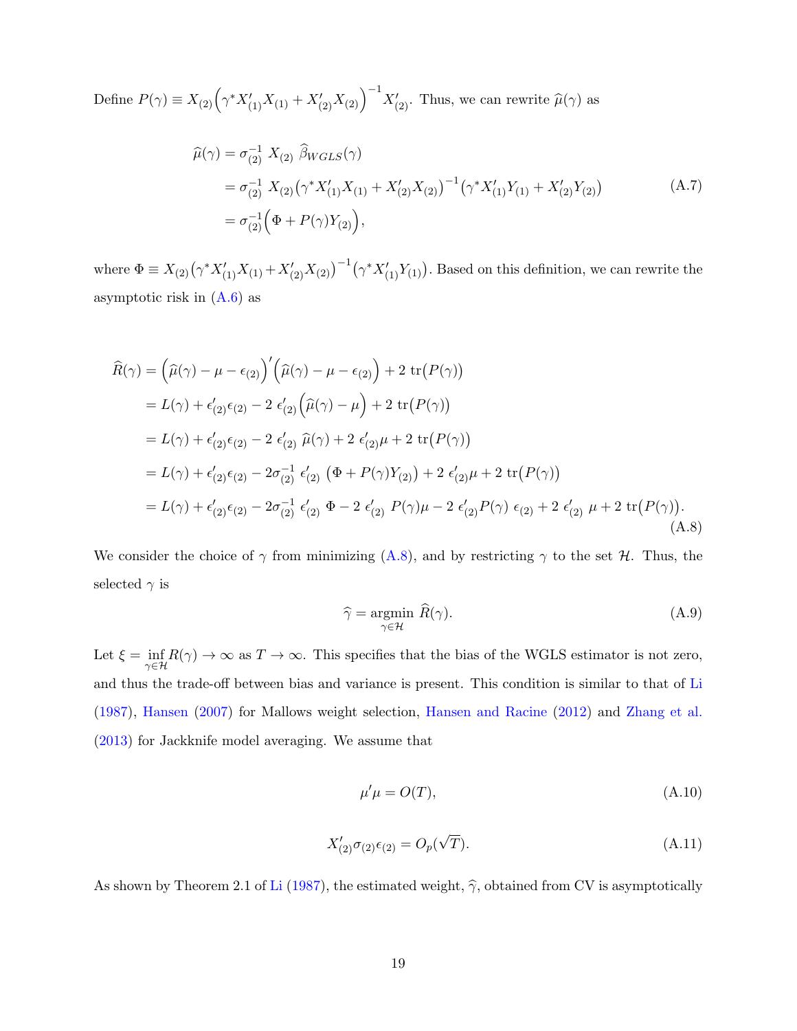Define $P(\gamma) \equiv X_{(2)}\Big(\gamma^* X'_{(1)}X_{(1)} + X'_{(2)}X_{(2)}\Big)^{-1}X'_{(2)}$. Thus, we can rewrite $\widehat{\mu}(\gamma)$ as

$$
\begin{aligned}
\widehat{\mu}(\gamma) &= \sigma_{(2)}^{-1}\ X_{(2)}\ \widehat{\beta}_{WGLS}(\gamma) \\
&= \sigma_{(2)}^{-1}\ X_{(2)}\big(\gamma^* X'_{(1)}X_{(1)} + X'_{(2)}X_{(2)}\big)^{-1}\big(\gamma^* X'_{(1)}Y_{(1)} + X'_{(2)}Y_{(2)}\big) \\
&= \sigma_{(2)}^{-1}\Big(\Phi + P(\gamma)Y_{(2)}\Big),
\end{aligned}
\tag{A.7}
$$

where $\Phi \equiv X_{(2)}\big(\gamma^* X'_{(1)}X_{(1)} + X'_{(2)}X_{(2)}\big)^{-1}\big(\gamma^* X'_{(1)}Y_{(1)}\big)$. Based on this definition, we can rewrite the asymptotic risk in (A.6) as

$$
\begin{aligned}
\widehat{R}(\gamma) &= \Big(\widehat{\mu}(\gamma) - \mu - \epsilon_{(2)}\Big)'\Big(\widehat{\mu}(\gamma) - \mu - \epsilon_{(2)}\Big) + 2\ \mathrm{tr}\big(P(\gamma)\big) \\
&= L(\gamma) + \epsilon'_{(2)}\epsilon_{(2)} - 2\ \epsilon'_{(2)}\Big(\widehat{\mu}(\gamma) - \mu\Big) + 2\ \mathrm{tr}\big(P(\gamma)\big) \\
&= L(\gamma) + \epsilon'_{(2)}\epsilon_{(2)} - 2\ \epsilon'_{(2)}\ \widehat{\mu}(\gamma) + 2\ \epsilon'_{(2)}\mu + 2\ \mathrm{tr}\big(P(\gamma)\big) \\
&= L(\gamma) + \epsilon'_{(2)}\epsilon_{(2)} - 2\sigma_{(2)}^{-1}\ \epsilon'_{(2)}\ \big(\Phi + P(\gamma)Y_{(2)}\big) + 2\ \epsilon'_{(2)}\mu + 2\ \mathrm{tr}\big(P(\gamma)\big) \\
&= L(\gamma) + \epsilon'_{(2)}\epsilon_{(2)} - 2\sigma_{(2)}^{-1}\ \epsilon'_{(2)}\ \Phi - 2\ \epsilon'_{(2)}\ P(\gamma)\mu - 2\ \epsilon'_{(2)}P(\gamma)\ \epsilon_{(2)} + 2\ \epsilon'_{(2)}\ \mu + 2\ \mathrm{tr}\big(P(\gamma)\big).
\end{aligned}
\tag{A.8}
$$

We consider the choice of $\gamma$ from minimizing (A.8), and by restricting $\gamma$ to the set $\mathcal{H}$. Thus, the selected $\gamma$ is

$$
\widehat{\gamma} = \underset{\gamma \in \mathcal{H}}{\operatorname{argmin}}\ \widehat{R}(\gamma). \tag{A.9}
$$

Let $\xi = \inf_{\gamma \in \mathcal{H}} R(\gamma) \to \infty$ as $T \to \infty$. This specifies that the bias of the WGLS estimator is not zero, and thus the trade-off between bias and variance is present. This condition is similar to that of Li (1987), Hansen (2007) for Mallows weight selection, Hansen and Racine (2012) and Zhang et al. (2013) for Jackknife model averaging. We assume that

$$
\mu'\mu = O(T), \tag{A.10}
$$

$$
X'_{(2)}\sigma_{(2)}\epsilon_{(2)} = O_p(\sqrt{T}). \tag{A.11}
$$

As shown by Theorem 2.1 of Li (1987), the estimated weight, $\widehat{\gamma}$, obtained from CV is asymptotically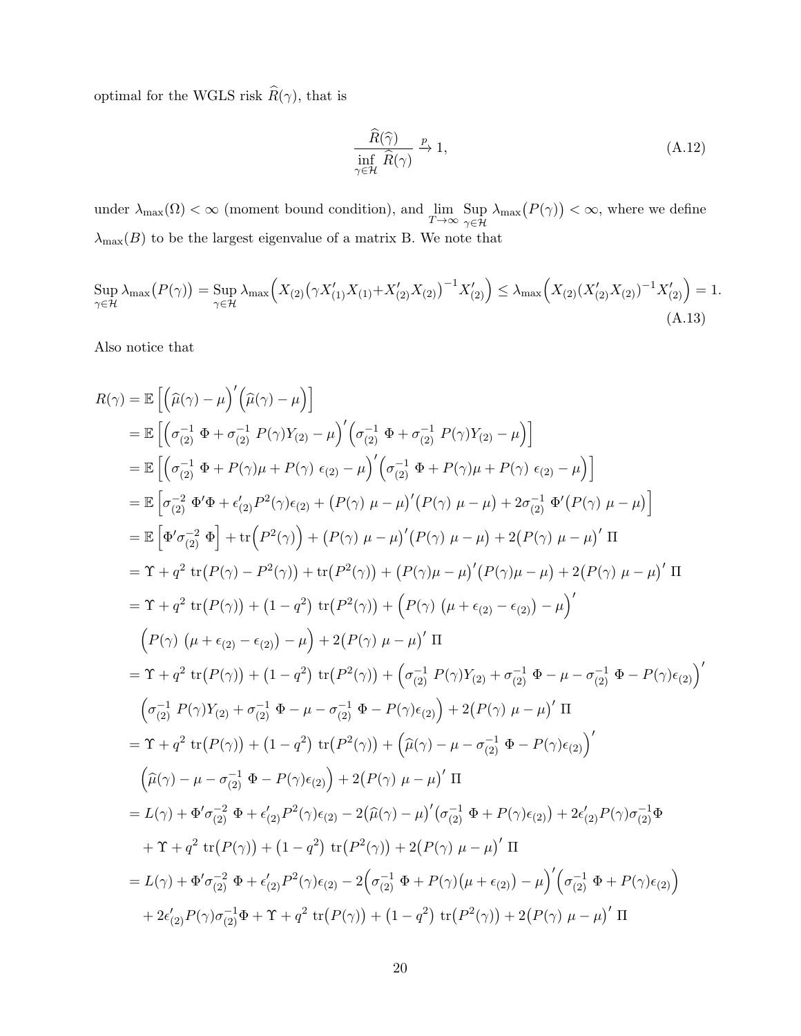optimal for the WGLS risk $\widehat{R}(\gamma)$, that is

$$\frac{\widehat{R}(\widehat{\gamma})}{\inf\limits_{\gamma\in\mathcal{H}} \widehat{R}(\gamma)} \xrightarrow{p} 1, \tag{A.12}$$

under $\lambda_{\max}(\Omega) < \infty$ (moment bound condition), and $\lim\limits_{T\to\infty} \operatorname*{Sup}\limits_{\gamma\in\mathcal{H}} \lambda_{\max}\big(P(\gamma)\big) < \infty$, where we define $\lambda_{\max}(B)$ to be the largest eigenvalue of a matrix B. We note that

$$\operatorname*{Sup}_{\gamma\in\mathcal{H}} \lambda_{\max}\big(P(\gamma)\big) = \operatorname*{Sup}_{\gamma\in\mathcal{H}} \lambda_{\max}\Big(X_{(2)}\big(\gamma X_{(1)}'X_{(1)}+X_{(2)}'X_{(2)}\big)^{-1}X_{(2)}'\Big) \leq \lambda_{\max}\Big(X_{(2)}(X_{(2)}'X_{(2)})^{-1}X_{(2)}'\Big) = 1. \tag{A.13}$$

Also notice that

$$\begin{aligned}
R(\gamma) &= \mathbb{E}\left[\Big(\widehat{\mu}(\gamma)-\mu\Big)'\Big(\widehat{\mu}(\gamma)-\mu\Big)\right] \\
&= \mathbb{E}\left[\Big(\sigma_{(2)}^{-1}\,\Phi+\sigma_{(2)}^{-1}\,P(\gamma)Y_{(2)}-\mu\Big)'\Big(\sigma_{(2)}^{-1}\,\Phi+\sigma_{(2)}^{-1}\,P(\gamma)Y_{(2)}-\mu\Big)\right] \\
&= \mathbb{E}\left[\Big(\sigma_{(2)}^{-1}\,\Phi+P(\gamma)\mu+P(\gamma)\,\epsilon_{(2)}-\mu\Big)'\Big(\sigma_{(2)}^{-1}\,\Phi+P(\gamma)\mu+P(\gamma)\,\epsilon_{(2)}-\mu\Big)\right] \\
&= \mathbb{E}\left[\sigma_{(2)}^{-2}\,\Phi'\Phi+\epsilon_{(2)}'P^2(\gamma)\epsilon_{(2)}+\big(P(\gamma)\,\mu-\mu\big)'\big(P(\gamma)\,\mu-\mu\big)+2\sigma_{(2)}^{-1}\,\Phi'\big(P(\gamma)\,\mu-\mu\big)\right] \\
&= \mathbb{E}\left[\Phi'\sigma_{(2)}^{-2}\,\Phi\right]+\operatorname{tr}\Big(P^2(\gamma)\Big)+\big(P(\gamma)\,\mu-\mu\big)'\big(P(\gamma)\,\mu-\mu\big)+2\big(P(\gamma)\,\mu-\mu\big)'\,\Pi \\
&= \Upsilon+q^2\,\operatorname{tr}\big(P(\gamma)-P^2(\gamma)\big)+\operatorname{tr}\big(P^2(\gamma)\big)+\big(P(\gamma)\mu-\mu\big)'\big(P(\gamma)\mu-\mu\big)+2\big(P(\gamma)\,\mu-\mu\big)'\,\Pi \\
&= \Upsilon+q^2\,\operatorname{tr}\big(P(\gamma)\big)+\big(1-q^2\big)\,\operatorname{tr}\big(P^2(\gamma)\big)+\Big(P(\gamma)\,\big(\mu+\epsilon_{(2)}-\epsilon_{(2)}\big)-\mu\Big)' \\
&\quad \Big(P(\gamma)\,\big(\mu+\epsilon_{(2)}-\epsilon_{(2)}\big)-\mu\Big)+2\big(P(\gamma)\,\mu-\mu\big)'\,\Pi \\
&= \Upsilon+q^2\,\operatorname{tr}\big(P(\gamma)\big)+\big(1-q^2\big)\,\operatorname{tr}\big(P^2(\gamma)\big)+\Big(\sigma_{(2)}^{-1}\,P(\gamma)Y_{(2)}+\sigma_{(2)}^{-1}\,\Phi-\mu-\sigma_{(2)}^{-1}\,\Phi-P(\gamma)\epsilon_{(2)}\Big)' \\
&\quad \Big(\sigma_{(2)}^{-1}\,P(\gamma)Y_{(2)}+\sigma_{(2)}^{-1}\,\Phi-\mu-\sigma_{(2)}^{-1}\,\Phi-P(\gamma)\epsilon_{(2)}\Big)+2\big(P(\gamma)\,\mu-\mu\big)'\,\Pi \\
&= \Upsilon+q^2\,\operatorname{tr}\big(P(\gamma)\big)+\big(1-q^2\big)\,\operatorname{tr}\big(P^2(\gamma)\big)+\Big(\widehat{\mu}(\gamma)-\mu-\sigma_{(2)}^{-1}\,\Phi-P(\gamma)\epsilon_{(2)}\Big)' \\
&\quad \Big(\widehat{\mu}(\gamma)-\mu-\sigma_{(2)}^{-1}\,\Phi-P(\gamma)\epsilon_{(2)}\Big)+2\big(P(\gamma)\,\mu-\mu\big)'\,\Pi \\
&= L(\gamma)+\Phi'\sigma_{(2)}^{-2}\,\Phi+\epsilon_{(2)}'P^2(\gamma)\epsilon_{(2)}-2\big(\widehat{\mu}(\gamma)-\mu\big)'\big(\sigma_{(2)}^{-1}\,\Phi+P(\gamma)\epsilon_{(2)}\big)+2\epsilon_{(2)}'P(\gamma)\sigma_{(2)}^{-1}\Phi \\
&\quad +\Upsilon+q^2\,\operatorname{tr}\big(P(\gamma)\big)+\big(1-q^2\big)\,\operatorname{tr}\big(P^2(\gamma)\big)+2\big(P(\gamma)\,\mu-\mu\big)'\,\Pi \\
&= L(\gamma)+\Phi'\sigma_{(2)}^{-2}\,\Phi+\epsilon_{(2)}'P^2(\gamma)\epsilon_{(2)}-2\Big(\sigma_{(2)}^{-1}\,\Phi+P(\gamma)\big(\mu+\epsilon_{(2)}\big)-\mu\Big)'\Big(\sigma_{(2)}^{-1}\,\Phi+P(\gamma)\epsilon_{(2)}\Big) \\
&\quad +2\epsilon_{(2)}'P(\gamma)\sigma_{(2)}^{-1}\Phi+\Upsilon+q^2\,\operatorname{tr}\big(P(\gamma)\big)+\big(1-q^2\big)\,\operatorname{tr}\big(P^2(\gamma)\big)+2\big(P(\gamma)\,\mu-\mu\big)'\,\Pi
\end{aligned}$$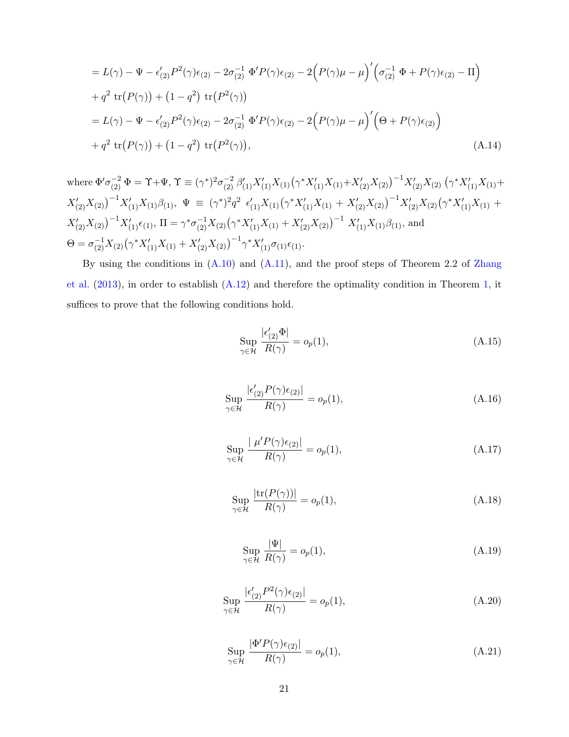$$
\begin{aligned}
&= L(\gamma) - \Psi - \epsilon_{(2)}' P^2(\gamma)\epsilon_{(2)} - 2\sigma_{(2)}^{-1}\, \Phi' P(\gamma)\epsilon_{(2)} - 2\Big(P(\gamma)\mu - \mu\Big)'\Big(\sigma_{(2)}^{-1}\, \Phi + P(\gamma)\epsilon_{(2)} - \Pi\Big) \\
&\quad + q^2\, \operatorname{tr}\big(P(\gamma)\big) + \big(1-q^2\big)\, \operatorname{tr}\big(P^2(\gamma)\big) \\
&= L(\gamma) - \Psi - \epsilon_{(2)}' P^2(\gamma)\epsilon_{(2)} - 2\sigma_{(2)}^{-1}\, \Phi' P(\gamma)\epsilon_{(2)} - 2\Big(P(\gamma)\mu - \mu\Big)'\Big(\Theta + P(\gamma)\epsilon_{(2)}\Big) \\
&\quad + q^2\, \operatorname{tr}\big(P(\gamma)\big) + \big(1-q^2\big)\, \operatorname{tr}\big(P^2(\gamma)\big),
\end{aligned}
\tag{A.14}
$$

where $\Phi'\sigma_{(2)}^{-2}\,\Phi = \Upsilon + \Psi$, $\Upsilon \equiv (\gamma^*)^2\sigma_{(2)}^{-2}\,\beta_{(1)}'X_{(1)}'X_{(1)}\big(\gamma^* X_{(1)}'X_{(1)} + X_{(2)}'X_{(2)}\big)^{-1}X_{(2)}'X_{(2)}\,\big(\gamma^* X_{(1)}'X_{(1)} + X_{(2)}'X_{(2)}\big)^{-1}X_{(1)}'X_{(1)}\beta_{(1)}$, $\Psi \equiv (\gamma^*)^2 q^2\ \epsilon_{(1)}'X_{(1)}\big(\gamma^* X_{(1)}'X_{(1)} + X_{(2)}'X_{(2)}\big)^{-1}X_{(2)}'X_{(2)}\big(\gamma^* X_{(1)}'X_{(1)} + X_{(2)}'X_{(2)}\big)^{-1}X_{(1)}'\epsilon_{(1)}$, $\Pi = \gamma^*\sigma_{(2)}^{-1}X_{(2)}\big(\gamma^* X_{(1)}'X_{(1)} + X_{(2)}'X_{(2)}\big)^{-1}\ X_{(1)}'X_{(1)}\beta_{(1)}$, and $\Theta = \sigma_{(2)}^{-1}X_{(2)}\big(\gamma^* X_{(1)}'X_{(1)} + X_{(2)}'X_{(2)}\big)^{-1}\gamma^* X_{(1)}'\sigma_{(1)}\epsilon_{(1)}$.

By using the conditions in (A.10) and (A.11), and the proof steps of Theorem 2.2 of Zhang et al. (2013), in order to establish (A.12) and therefore the optimality condition in Theorem 1, it suffices to prove that the following conditions hold.

$$
\operatorname*{Sup}_{\gamma\in\mathcal{H}} \frac{|\epsilon_{(2)}'\Phi|}{R(\gamma)} = o_p(1),
\tag{A.15}
$$

$$
\operatorname*{Sup}_{\gamma\in\mathcal{H}} \frac{|\epsilon_{(2)}'P(\gamma)\epsilon_{(2)}|}{R(\gamma)} = o_p(1),
\tag{A.16}
$$

$$
\operatorname*{Sup}_{\gamma\in\mathcal{H}} \frac{|\ \mu'P(\gamma)\epsilon_{(2)}|}{R(\gamma)} = o_p(1),
\tag{A.17}
$$

$$
\operatorname*{Sup}_{\gamma\in\mathcal{H}} \frac{|\operatorname{tr}(P(\gamma))|}{R(\gamma)} = o_p(1),
\tag{A.18}
$$

$$
\operatorname*{Sup}_{\gamma\in\mathcal{H}} \frac{|\Psi|}{R(\gamma)} = o_p(1),
\tag{A.19}
$$

$$
\operatorname*{Sup}_{\gamma\in\mathcal{H}} \frac{|\epsilon_{(2)}'P^2(\gamma)\epsilon_{(2)}|}{R(\gamma)} = o_p(1),
\tag{A.20}
$$

$$
\operatorname*{Sup}_{\gamma\in\mathcal{H}} \frac{|\Phi'P(\gamma)\epsilon_{(2)}|}{R(\gamma)} = o_p(1),
\tag{A.21}
$$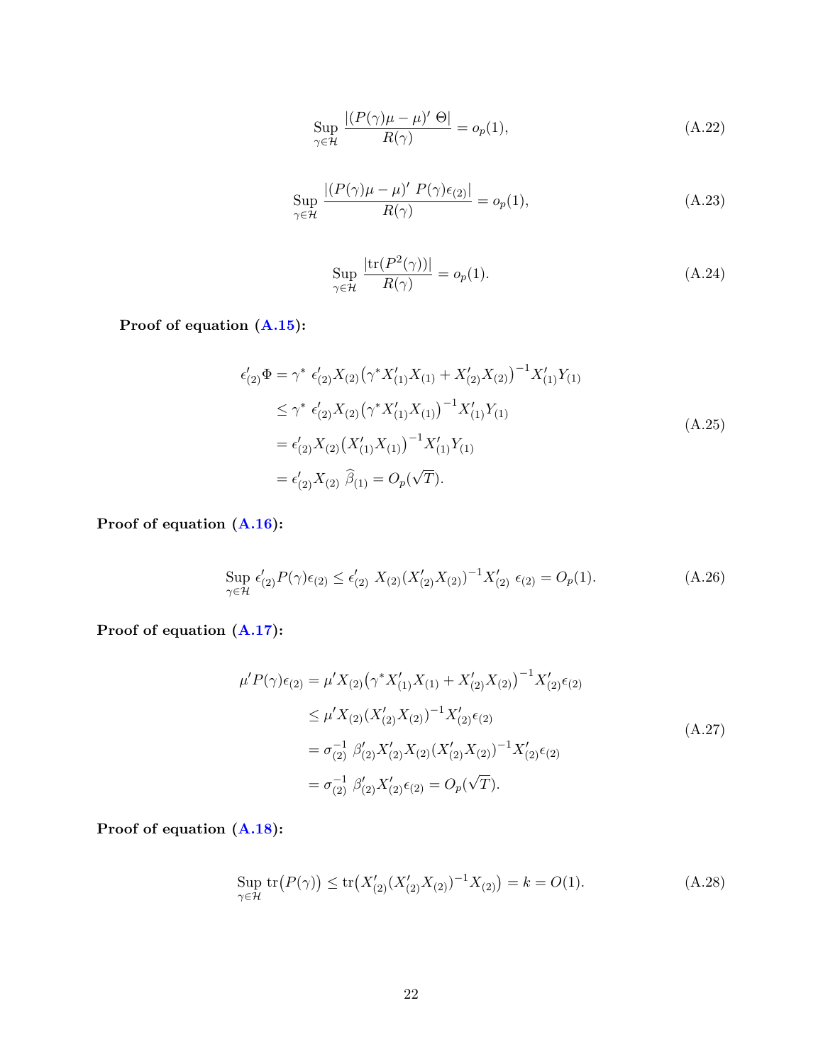$$\sup_{\gamma \in \mathcal{H}} \frac{|(P(\gamma)\mu - \mu)' \ \Theta|}{R(\gamma)} = o_p(1), \tag{A.22}$$

$$\sup_{\gamma \in \mathcal{H}} \frac{|(P(\gamma)\mu - \mu)' \ P(\gamma)\epsilon_{(2)}|}{R(\gamma)} = o_p(1), \tag{A.23}$$

$$\sup_{\gamma \in \mathcal{H}} \frac{|\text{tr}(P^2(\gamma))|}{R(\gamma)} = o_p(1). \tag{A.24}$$

**Proof of equation (A.15):**

$$\begin{aligned}
\epsilon_{(2)}' \Phi &= \gamma^* \ \epsilon_{(2)}' X_{(2)} \big(\gamma^* X_{(1)}' X_{(1)} + X_{(2)}' X_{(2)}\big)^{-1} X_{(1)}' Y_{(1)} \\
&\leq \gamma^* \ \epsilon_{(2)}' X_{(2)} \big(\gamma^* X_{(1)}' X_{(1)}\big)^{-1} X_{(1)}' Y_{(1)} \\
&= \epsilon_{(2)}' X_{(2)} \big(X_{(1)}' X_{(1)}\big)^{-1} X_{(1)}' Y_{(1)} \\
&= \epsilon_{(2)}' X_{(2)} \ \widehat{\beta}_{(1)} = O_p(\sqrt{T}).
\end{aligned} \tag{A.25}$$

**Proof of equation (A.16):**

$$\sup_{\gamma \in \mathcal{H}} \epsilon_{(2)}' P(\gamma) \epsilon_{(2)} \leq \epsilon_{(2)}' \ X_{(2)} (X_{(2)}' X_{(2)})^{-1} X_{(2)}' \ \epsilon_{(2)} = O_p(1). \tag{A.26}$$

**Proof of equation (A.17):**

$$\begin{aligned}
\mu' P(\gamma) \epsilon_{(2)} &= \mu' X_{(2)} \big(\gamma^* X_{(1)}' X_{(1)} + X_{(2)}' X_{(2)}\big)^{-1} X_{(2)}' \epsilon_{(2)} \\
&\leq \mu' X_{(2)} (X_{(2)}' X_{(2)})^{-1} X_{(2)}' \epsilon_{(2)} \\
&= \sigma_{(2)}^{-1} \ \beta_{(2)}' X_{(2)}' X_{(2)} (X_{(2)}' X_{(2)})^{-1} X_{(2)}' \epsilon_{(2)} \\
&= \sigma_{(2)}^{-1} \ \beta_{(2)}' X_{(2)}' \epsilon_{(2)} = O_p(\sqrt{T}).
\end{aligned} \tag{A.27}$$

**Proof of equation (A.18):**

$$\sup_{\gamma \in \mathcal{H}} \text{tr}\big(P(\gamma)\big) \leq \text{tr}\big(X_{(2)}' (X_{(2)}' X_{(2)})^{-1} X_{(2)}\big) = k = O(1). \tag{A.28}$$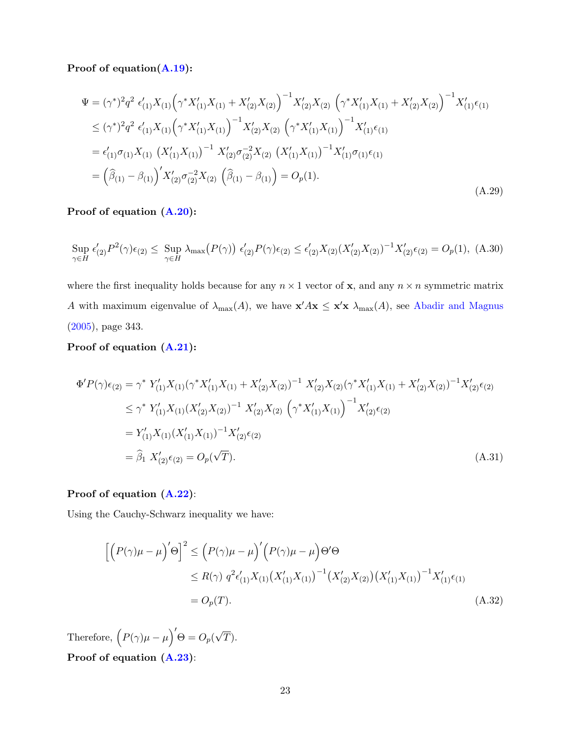**Proof of equation(A.19):**

$$
\begin{aligned}
\Psi &= (\gamma^*)^2 q^2\ \epsilon'_{(1)} X_{(1)} \Big(\gamma^* X'_{(1)} X_{(1)} + X'_{(2)} X_{(2)}\Big)^{-1} X'_{(2)} X_{(2)}\ \Big(\gamma^* X'_{(1)} X_{(1)} + X'_{(2)} X_{(2)}\Big)^{-1} X'_{(1)} \epsilon_{(1)} \\
&\leq (\gamma^*)^2 q^2\ \epsilon'_{(1)} X_{(1)} \Big(\gamma^* X'_{(1)} X_{(1)}\Big)^{-1} X'_{(2)} X_{(2)}\ \Big(\gamma^* X'_{(1)} X_{(1)}\Big)^{-1} X'_{(1)} \epsilon_{(1)} \\
&= \epsilon'_{(1)} \sigma_{(1)} X_{(1)}\ \big(X'_{(1)} X_{(1)}\big)^{-1}\ X'_{(2)} \sigma^{-2}_{(2)} X_{(2)}\ \big(X'_{(1)} X_{(1)}\big)^{-1} X'_{(1)} \sigma_{(1)} \epsilon_{(1)} \\
&= \Big(\widehat{\beta}_{(1)} - \beta_{(1)}\Big)' X'_{(2)} \sigma^{-2}_{(2)} X_{(2)}\ \Big(\widehat{\beta}_{(1)} - \beta_{(1)}\Big) = O_p(1).
\end{aligned}
\tag{A.29}
$$

**Proof of equation (A.20):**

$$
\operatorname*{Sup}_{\gamma \in H} \epsilon'_{(2)} P^2(\gamma) \epsilon_{(2)} \leq \operatorname*{Sup}_{\gamma \in H} \lambda_{\max}\big(P(\gamma)\big)\ \epsilon'_{(2)} P(\gamma) \epsilon_{(2)} \leq \epsilon'_{(2)} X_{(2)} (X'_{(2)} X_{(2)})^{-1} X'_{(2)} \epsilon_{(2)} = O_p(1), \tag{A.30}
$$

where the first inequality holds because for any $n \times 1$ vector of $\mathbf{x}$, and any $n \times n$ symmetric matrix $A$ with maximum eigenvalue of $\lambda_{\max}(A)$, we have $\mathbf{x}' A \mathbf{x} \leq \mathbf{x}'\mathbf{x}\ \lambda_{\max}(A)$, see Abadir and Magnus (2005), page 343.

**Proof of equation (A.21):**

$$
\begin{aligned}
\Phi' P(\gamma) \epsilon_{(2)} &= \gamma^*\ Y'_{(1)} X_{(1)} (\gamma^* X'_{(1)} X_{(1)} + X'_{(2)} X_{(2)})^{-1}\ X'_{(2)} X_{(2)} (\gamma^* X'_{(1)} X_{(1)} + X'_{(2)} X_{(2)})^{-1} X'_{(2)} \epsilon_{(2)} \\
&\leq \gamma^*\ Y'_{(1)} X_{(1)} (X'_{(2)} X_{(2)})^{-1}\ X'_{(2)} X_{(2)}\ \Big(\gamma^* X'_{(1)} X_{(1)}\Big)^{-1} X'_{(2)} \epsilon_{(2)} \\
&= Y'_{(1)} X_{(1)} (X'_{(1)} X_{(1)})^{-1} X'_{(2)} \epsilon_{(2)} \\
&= \widehat{\beta}_1\ X'_{(2)} \epsilon_{(2)} = O_p(\sqrt{T}).
\end{aligned}
\tag{A.31}
$$

**Proof of equation (A.22):**

Using the Cauchy-Schwarz inequality we have:

$$
\begin{aligned}
\Big[\Big(P(\gamma)\mu - \mu\Big)' \Theta\Big]^2 &\leq \Big(P(\gamma)\mu - \mu\Big)' \Big(P(\gamma)\mu - \mu\Big) \Theta' \Theta \\
&\leq R(\gamma)\ q^2 \epsilon'_{(1)} X_{(1)} \big(X'_{(1)} X_{(1)}\big)^{-1} \big(X'_{(2)} X_{(2)}\big) \big(X'_{(1)} X_{(1)}\big)^{-1} X'_{(1)} \epsilon_{(1)} \\
&= O_p(T).
\end{aligned}
\tag{A.32}
$$

Therefore, $\Big(P(\gamma)\mu - \mu\Big)' \Theta = O_p(\sqrt{T})$.

**Proof of equation (A.23):**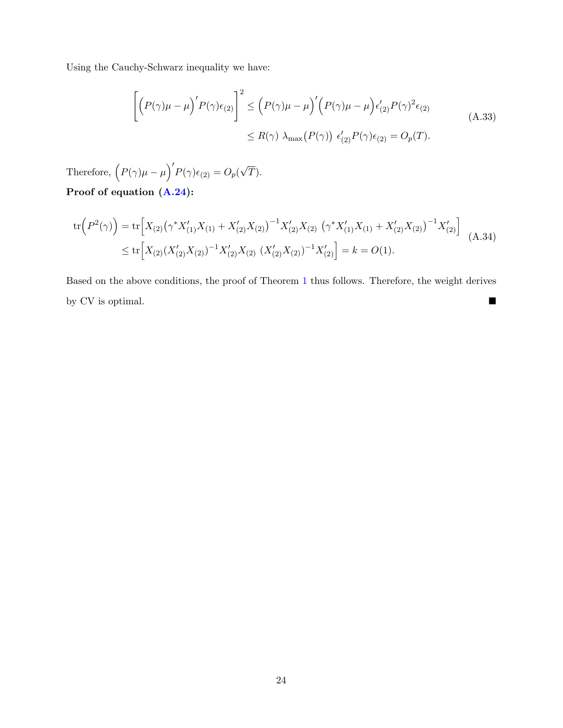Using the Cauchy-Schwarz inequality we have:

$$
\begin{aligned}
\left[\Big(P(\gamma)\mu-\mu\Big)' P(\gamma)\epsilon_{(2)}\right]^2 &\leq \Big(P(\gamma)\mu-\mu\Big)'\Big(P(\gamma)\mu-\mu\Big)\epsilon_{(2)}' P(\gamma)^2\epsilon_{(2)} \\
&\leq R(\gamma)\ \lambda_{\max}\big(P(\gamma)\big)\ \epsilon_{(2)}' P(\gamma)\epsilon_{(2)} = O_p(T).
\end{aligned}
\tag{A.33}
$$

Therefore, $\Big(P(\gamma)\mu-\mu\Big)' P(\gamma)\epsilon_{(2)} = O_p(\sqrt{T})$.

**Proof of equation (A.24):**

$$
\begin{aligned}
\operatorname{tr}\Big(P^2(\gamma)\Big) &= \operatorname{tr}\Big[X_{(2)}\big(\gamma^* X_{(1)}' X_{(1)} + X_{(2)}' X_{(2)}\big)^{-1} X_{(2)}' X_{(2)}\ \big(\gamma^* X_{(1)}' X_{(1)} + X_{(2)}' X_{(2)}\big)^{-1} X_{(2)}'\Big] \\
&\leq \operatorname{tr}\Big[X_{(2)}(X_{(2)}' X_{(2)})^{-1} X_{(2)}' X_{(2)}\ (X_{(2)}' X_{(2)})^{-1} X_{(2)}'\Big] = k = O(1).
\end{aligned}
\tag{A.34}
$$

Based on the above conditions, the proof of Theorem 1 thus follows. Therefore, the weight derives by CV is optimal. ■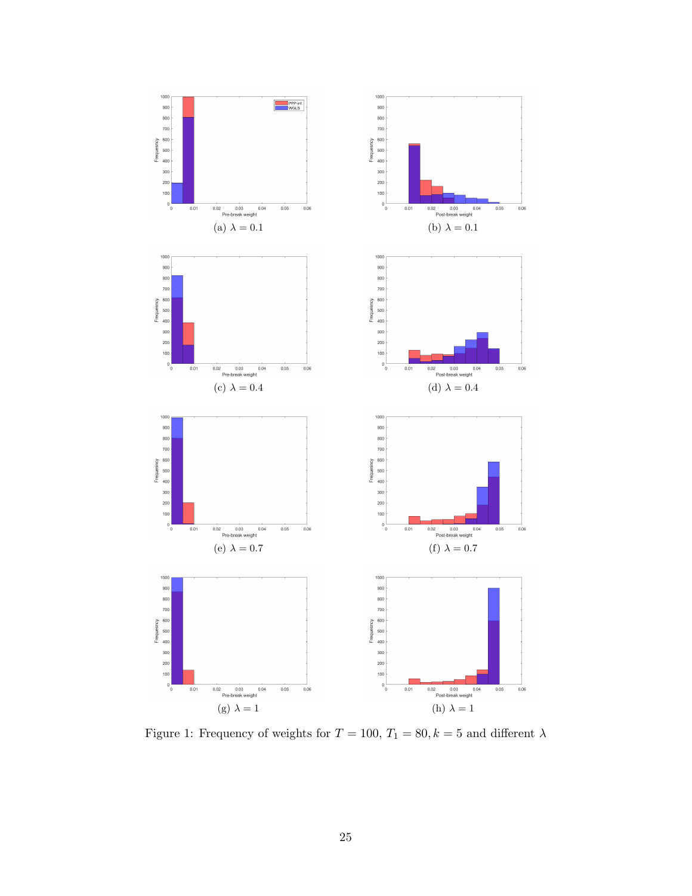(a) $\lambda = 0.1$

(b) $\lambda = 0.1$

(c) $\lambda = 0.4$

(d) $\lambda = 0.4$

(e) $\lambda = 0.7$

(f) $\lambda = 0.7$

(g) $\lambda = 1$

(h) $\lambda = 1$

Figure 1: Frequency of weights for $T = 100$, $T_1 = 80, k = 5$ and different $\lambda$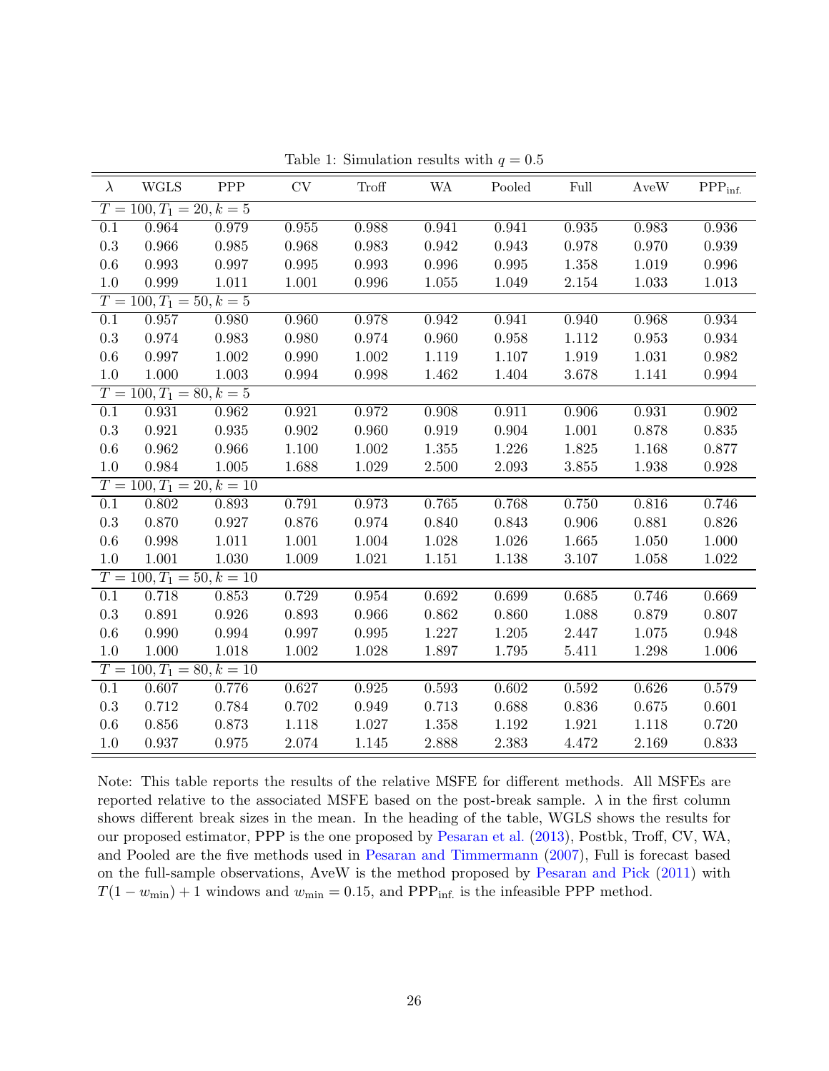Table 1: Simulation results with $q = 0.5$

| $\lambda$ | WGLS | PPP | CV | Troff | WA | Pooled | Full | AveW | $\text{PPP}_{\text{inf.}}$ |
|---|---|---|---|---|---|---|---|---|---|
| $T = 100, T_1 = 20, k = 5$ | | | | | | | | | |
| 0.1 | 0.964 | 0.979 | 0.955 | 0.988 | 0.941 | 0.941 | 0.935 | 0.983 | 0.936 |
| 0.3 | 0.966 | 0.985 | 0.968 | 0.983 | 0.942 | 0.943 | 0.978 | 0.970 | 0.939 |
| 0.6 | 0.993 | 0.997 | 0.995 | 0.993 | 0.996 | 0.995 | 1.358 | 1.019 | 0.996 |
| 1.0 | 0.999 | 1.011 | 1.001 | 0.996 | 1.055 | 1.049 | 2.154 | 1.033 | 1.013 |
| $T = 100, T_1 = 50, k = 5$ | | | | | | | | | |
| 0.1 | 0.957 | 0.980 | 0.960 | 0.978 | 0.942 | 0.941 | 0.940 | 0.968 | 0.934 |
| 0.3 | 0.974 | 0.983 | 0.980 | 0.974 | 0.960 | 0.958 | 1.112 | 0.953 | 0.934 |
| 0.6 | 0.997 | 1.002 | 0.990 | 1.002 | 1.119 | 1.107 | 1.919 | 1.031 | 0.982 |
| 1.0 | 1.000 | 1.003 | 0.994 | 0.998 | 1.462 | 1.404 | 3.678 | 1.141 | 0.994 |
| $T = 100, T_1 = 80, k = 5$ | | | | | | | | | |
| 0.1 | 0.931 | 0.962 | 0.921 | 0.972 | 0.908 | 0.911 | 0.906 | 0.931 | 0.902 |
| 0.3 | 0.921 | 0.935 | 0.902 | 0.960 | 0.919 | 0.904 | 1.001 | 0.878 | 0.835 |
| 0.6 | 0.962 | 0.966 | 1.100 | 1.002 | 1.355 | 1.226 | 1.825 | 1.168 | 0.877 |
| 1.0 | 0.984 | 1.005 | 1.688 | 1.029 | 2.500 | 2.093 | 3.855 | 1.938 | 0.928 |
| $T = 100, T_1 = 20, k = 10$ | | | | | | | | | |
| 0.1 | 0.802 | 0.893 | 0.791 | 0.973 | 0.765 | 0.768 | 0.750 | 0.816 | 0.746 |
| 0.3 | 0.870 | 0.927 | 0.876 | 0.974 | 0.840 | 0.843 | 0.906 | 0.881 | 0.826 |
| 0.6 | 0.998 | 1.011 | 1.001 | 1.004 | 1.028 | 1.026 | 1.665 | 1.050 | 1.000 |
| 1.0 | 1.001 | 1.030 | 1.009 | 1.021 | 1.151 | 1.138 | 3.107 | 1.058 | 1.022 |
| $T = 100, T_1 = 50, k = 10$ | | | | | | | | | |
| 0.1 | 0.718 | 0.853 | 0.729 | 0.954 | 0.692 | 0.699 | 0.685 | 0.746 | 0.669 |
| 0.3 | 0.891 | 0.926 | 0.893 | 0.966 | 0.862 | 0.860 | 1.088 | 0.879 | 0.807 |
| 0.6 | 0.990 | 0.994 | 0.997 | 0.995 | 1.227 | 1.205 | 2.447 | 1.075 | 0.948 |
| 1.0 | 1.000 | 1.018 | 1.002 | 1.028 | 1.897 | 1.795 | 5.411 | 1.298 | 1.006 |
| $T = 100, T_1 = 80, k = 10$ | | | | | | | | | |
| 0.1 | 0.607 | 0.776 | 0.627 | 0.925 | 0.593 | 0.602 | 0.592 | 0.626 | 0.579 |
| 0.3 | 0.712 | 0.784 | 0.702 | 0.949 | 0.713 | 0.688 | 0.836 | 0.675 | 0.601 |
| 0.6 | 0.856 | 0.873 | 1.118 | 1.027 | 1.358 | 1.192 | 1.921 | 1.118 | 0.720 |
| 1.0 | 0.937 | 0.975 | 2.074 | 1.145 | 2.888 | 2.383 | 4.472 | 2.169 | 0.833 |

Note: This table reports the results of the relative MSFE for different methods. All MSFEs are reported relative to the associated MSFE based on the post-break sample. $\lambda$ in the first column shows different break sizes in the mean. In the heading of the table, WGLS shows the results for our proposed estimator, PPP is the one proposed by Pesaran et al. (2013), Postbk, Troff, CV, WA, and Pooled are the five methods used in Pesaran and Timmermann (2007), Full is forecast based on the full-sample observations, AveW is the method proposed by Pesaran and Pick (2011) with $T(1 - w_{\min}) + 1$ windows and $w_{\min} = 0.15$, and $\text{PPP}_{\text{inf.}}$ is the infeasible PPP method.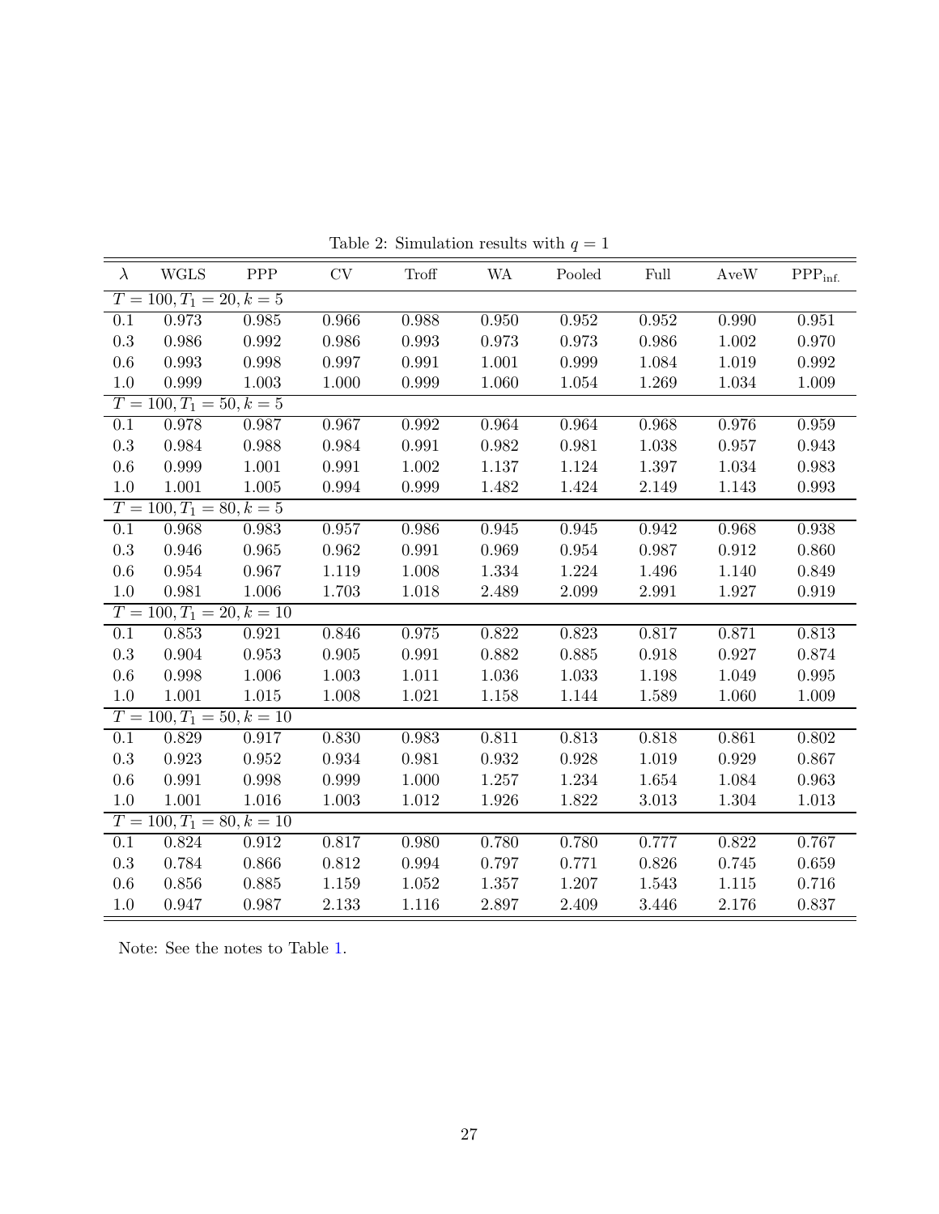Table 2: Simulation results with $q = 1$

| $\lambda$ | WGLS | PPP | CV | Troff | WA | Pooled | Full | AveW | $\text{PPP}_{\text{inf.}}$ |
|---|---|---|---|---|---|---|---|---|---|
| $T = 100, T_1 = 20, k = 5$ | | | | | | | | | |
| 0.1 | 0.973 | 0.985 | 0.966 | 0.988 | 0.950 | 0.952 | 0.952 | 0.990 | 0.951 |
| 0.3 | 0.986 | 0.992 | 0.986 | 0.993 | 0.973 | 0.973 | 0.986 | 1.002 | 0.970 |
| 0.6 | 0.993 | 0.998 | 0.997 | 0.991 | 1.001 | 0.999 | 1.084 | 1.019 | 0.992 |
| 1.0 | 0.999 | 1.003 | 1.000 | 0.999 | 1.060 | 1.054 | 1.269 | 1.034 | 1.009 |
| $T = 100, T_1 = 50, k = 5$ | | | | | | | | | |
| 0.1 | 0.978 | 0.987 | 0.967 | 0.992 | 0.964 | 0.964 | 0.968 | 0.976 | 0.959 |
| 0.3 | 0.984 | 0.988 | 0.984 | 0.991 | 0.982 | 0.981 | 1.038 | 0.957 | 0.943 |
| 0.6 | 0.999 | 1.001 | 0.991 | 1.002 | 1.137 | 1.124 | 1.397 | 1.034 | 0.983 |
| 1.0 | 1.001 | 1.005 | 0.994 | 0.999 | 1.482 | 1.424 | 2.149 | 1.143 | 0.993 |
| $T = 100, T_1 = 80, k = 5$ | | | | | | | | | |
| 0.1 | 0.968 | 0.983 | 0.957 | 0.986 | 0.945 | 0.945 | 0.942 | 0.968 | 0.938 |
| 0.3 | 0.946 | 0.965 | 0.962 | 0.991 | 0.969 | 0.954 | 0.987 | 0.912 | 0.860 |
| 0.6 | 0.954 | 0.967 | 1.119 | 1.008 | 1.334 | 1.224 | 1.496 | 1.140 | 0.849 |
| 1.0 | 0.981 | 1.006 | 1.703 | 1.018 | 2.489 | 2.099 | 2.991 | 1.927 | 0.919 |
| $T = 100, T_1 = 20, k = 10$ | | | | | | | | | |
| 0.1 | 0.853 | 0.921 | 0.846 | 0.975 | 0.822 | 0.823 | 0.817 | 0.871 | 0.813 |
| 0.3 | 0.904 | 0.953 | 0.905 | 0.991 | 0.882 | 0.885 | 0.918 | 0.927 | 0.874 |
| 0.6 | 0.998 | 1.006 | 1.003 | 1.011 | 1.036 | 1.033 | 1.198 | 1.049 | 0.995 |
| 1.0 | 1.001 | 1.015 | 1.008 | 1.021 | 1.158 | 1.144 | 1.589 | 1.060 | 1.009 |
| $T = 100, T_1 = 50, k = 10$ | | | | | | | | | |
| 0.1 | 0.829 | 0.917 | 0.830 | 0.983 | 0.811 | 0.813 | 0.818 | 0.861 | 0.802 |
| 0.3 | 0.923 | 0.952 | 0.934 | 0.981 | 0.932 | 0.928 | 1.019 | 0.929 | 0.867 |
| 0.6 | 0.991 | 0.998 | 0.999 | 1.000 | 1.257 | 1.234 | 1.654 | 1.084 | 0.963 |
| 1.0 | 1.001 | 1.016 | 1.003 | 1.012 | 1.926 | 1.822 | 3.013 | 1.304 | 1.013 |
| $T = 100, T_1 = 80, k = 10$ | | | | | | | | | |
| 0.1 | 0.824 | 0.912 | 0.817 | 0.980 | 0.780 | 0.780 | 0.777 | 0.822 | 0.767 |
| 0.3 | 0.784 | 0.866 | 0.812 | 0.994 | 0.797 | 0.771 | 0.826 | 0.745 | 0.659 |
| 0.6 | 0.856 | 0.885 | 1.159 | 1.052 | 1.357 | 1.207 | 1.543 | 1.115 | 0.716 |
| 1.0 | 0.947 | 0.987 | 2.133 | 1.116 | 2.897 | 2.409 | 3.446 | 2.176 | 0.837 |

Note: See the notes to Table 1.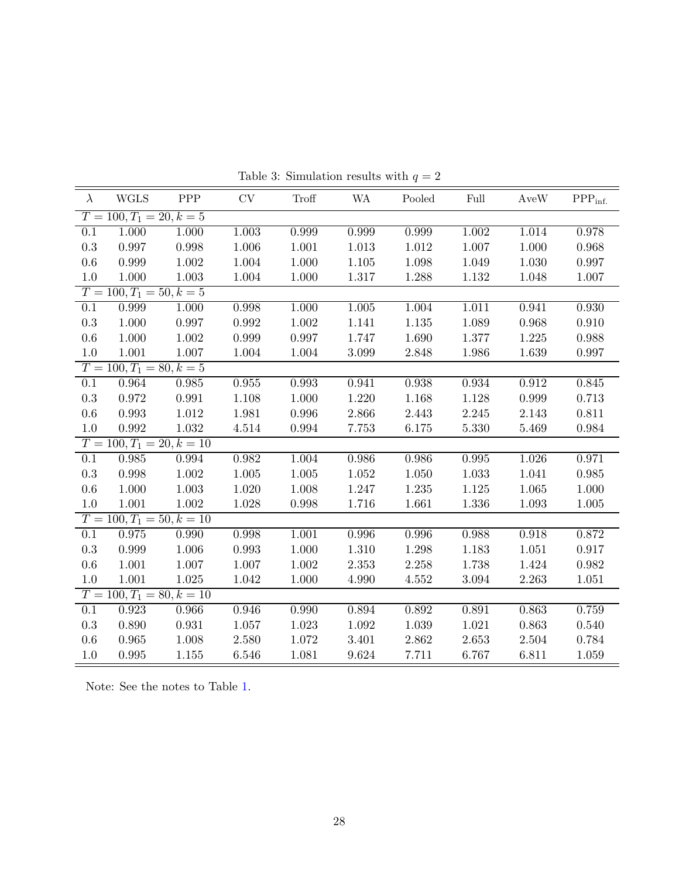Table 3: Simulation results with $q = 2$

| $\lambda$ | WGLS | PPP | CV | Troff | WA | Pooled | Full | AveW | $\text{PPP}_{\text{inf.}}$ |
|---|---|---|---|---|---|---|---|---|---|
| $T = 100, T_1 = 20, k = 5$ | | | | | | | | | |
| 0.1 | 1.000 | 1.000 | 1.003 | 0.999 | 0.999 | 0.999 | 1.002 | 1.014 | 0.978 |
| 0.3 | 0.997 | 0.998 | 1.006 | 1.001 | 1.013 | 1.012 | 1.007 | 1.000 | 0.968 |
| 0.6 | 0.999 | 1.002 | 1.004 | 1.000 | 1.105 | 1.098 | 1.049 | 1.030 | 0.997 |
| 1.0 | 1.000 | 1.003 | 1.004 | 1.000 | 1.317 | 1.288 | 1.132 | 1.048 | 1.007 |
| $T = 100, T_1 = 50, k = 5$ | | | | | | | | | |
| 0.1 | 0.999 | 1.000 | 0.998 | 1.000 | 1.005 | 1.004 | 1.011 | 0.941 | 0.930 |
| 0.3 | 1.000 | 0.997 | 0.992 | 1.002 | 1.141 | 1.135 | 1.089 | 0.968 | 0.910 |
| 0.6 | 1.000 | 1.002 | 0.999 | 0.997 | 1.747 | 1.690 | 1.377 | 1.225 | 0.988 |
| 1.0 | 1.001 | 1.007 | 1.004 | 1.004 | 3.099 | 2.848 | 1.986 | 1.639 | 0.997 |
| $T = 100, T_1 = 80, k = 5$ | | | | | | | | | |
| 0.1 | 0.964 | 0.985 | 0.955 | 0.993 | 0.941 | 0.938 | 0.934 | 0.912 | 0.845 |
| 0.3 | 0.972 | 0.991 | 1.108 | 1.000 | 1.220 | 1.168 | 1.128 | 0.999 | 0.713 |
| 0.6 | 0.993 | 1.012 | 1.981 | 0.996 | 2.866 | 2.443 | 2.245 | 2.143 | 0.811 |
| 1.0 | 0.992 | 1.032 | 4.514 | 0.994 | 7.753 | 6.175 | 5.330 | 5.469 | 0.984 |
| $T = 100, T_1 = 20, k = 10$ | | | | | | | | | |
| 0.1 | 0.985 | 0.994 | 0.982 | 1.004 | 0.986 | 0.986 | 0.995 | 1.026 | 0.971 |
| 0.3 | 0.998 | 1.002 | 1.005 | 1.005 | 1.052 | 1.050 | 1.033 | 1.041 | 0.985 |
| 0.6 | 1.000 | 1.003 | 1.020 | 1.008 | 1.247 | 1.235 | 1.125 | 1.065 | 1.000 |
| 1.0 | 1.001 | 1.002 | 1.028 | 0.998 | 1.716 | 1.661 | 1.336 | 1.093 | 1.005 |
| $T = 100, T_1 = 50, k = 10$ | | | | | | | | | |
| 0.1 | 0.975 | 0.990 | 0.998 | 1.001 | 0.996 | 0.996 | 0.988 | 0.918 | 0.872 |
| 0.3 | 0.999 | 1.006 | 0.993 | 1.000 | 1.310 | 1.298 | 1.183 | 1.051 | 0.917 |
| 0.6 | 1.001 | 1.007 | 1.007 | 1.002 | 2.353 | 2.258 | 1.738 | 1.424 | 0.982 |
| 1.0 | 1.001 | 1.025 | 1.042 | 1.000 | 4.990 | 4.552 | 3.094 | 2.263 | 1.051 |
| $T = 100, T_1 = 80, k = 10$ | | | | | | | | | |
| 0.1 | 0.923 | 0.966 | 0.946 | 0.990 | 0.894 | 0.892 | 0.891 | 0.863 | 0.759 |
| 0.3 | 0.890 | 0.931 | 1.057 | 1.023 | 1.092 | 1.039 | 1.021 | 0.863 | 0.540 |
| 0.6 | 0.965 | 1.008 | 2.580 | 1.072 | 3.401 | 2.862 | 2.653 | 2.504 | 0.784 |
| 1.0 | 0.995 | 1.155 | 6.546 | 1.081 | 9.624 | 7.711 | 6.767 | 6.811 | 1.059 |

Note: See the notes to Table 1.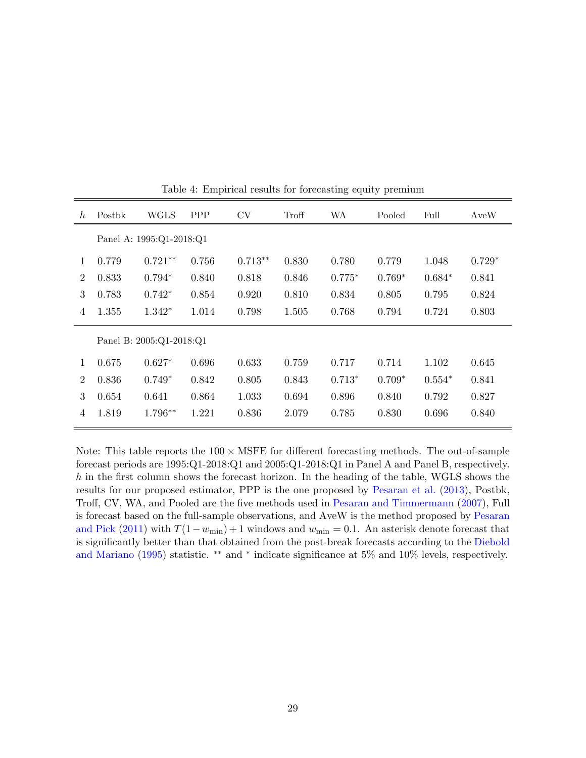Table 4: Empirical results for forecasting equity premium

| $h$ | Postbk | WGLS | PPP | CV | Troff | WA | Pooled | Full | AveW |
|---|---|---|---|---|---|---|---|---|---|
| | Panel A: 1995:Q1-2018:Q1 | | | | | | | | |
| 1 | 0.779 | $0.721^{**}$ | 0.756 | $0.713^{**}$ | 0.830 | 0.780 | 0.779 | 1.048 | $0.729^{*}$ |
| 2 | 0.833 | $0.794^{*}$ | 0.840 | 0.818 | 0.846 | $0.775^{*}$ | $0.769^{*}$ | $0.684^{*}$ | 0.841 |
| 3 | 0.783 | $0.742^{*}$ | 0.854 | 0.920 | 0.810 | 0.834 | 0.805 | 0.795 | 0.824 |
| 4 | 1.355 | $1.342^{*}$ | 1.014 | 0.798 | 1.505 | 0.768 | 0.794 | 0.724 | 0.803 |
| | Panel B: 2005:Q1-2018:Q1 | | | | | | | | |
| 1 | 0.675 | $0.627^{*}$ | 0.696 | 0.633 | 0.759 | 0.717 | 0.714 | 1.102 | 0.645 |
| 2 | 0.836 | $0.749^{*}$ | 0.842 | 0.805 | 0.843 | $0.713^{*}$ | $0.709^{*}$ | $0.554^{*}$ | 0.841 |
| 3 | 0.654 | 0.641 | 0.864 | 1.033 | 0.694 | 0.896 | 0.840 | 0.792 | 0.827 |
| 4 | 1.819 | $1.796^{**}$ | 1.221 | 0.836 | 2.079 | 0.785 | 0.830 | 0.696 | 0.840 |

Note: This table reports the $100 \times$ MSFE for different forecasting methods. The out-of-sample forecast periods are 1995:Q1-2018:Q1 and 2005:Q1-2018:Q1 in Panel A and Panel B, respectively. $h$ in the first column shows the forecast horizon. In the heading of the table, WGLS shows the results for our proposed estimator, PPP is the one proposed by Pesaran et al. (2013), Postbk, Troff, CV, WA, and Pooled are the five methods used in Pesaran and Timmermann (2007), Full is forecast based on the full-sample observations, and AveW is the method proposed by Pesaran and Pick (2011) with $T(1-w_{\min})+1$ windows and $w_{\min}=0.1$. An asterisk denote forecast that is significantly better than that obtained from the post-break forecasts according to the Diebold and Mariano (1995) statistic. $^{**}$ and $^{*}$ indicate significance at 5% and 10% levels, respectively.